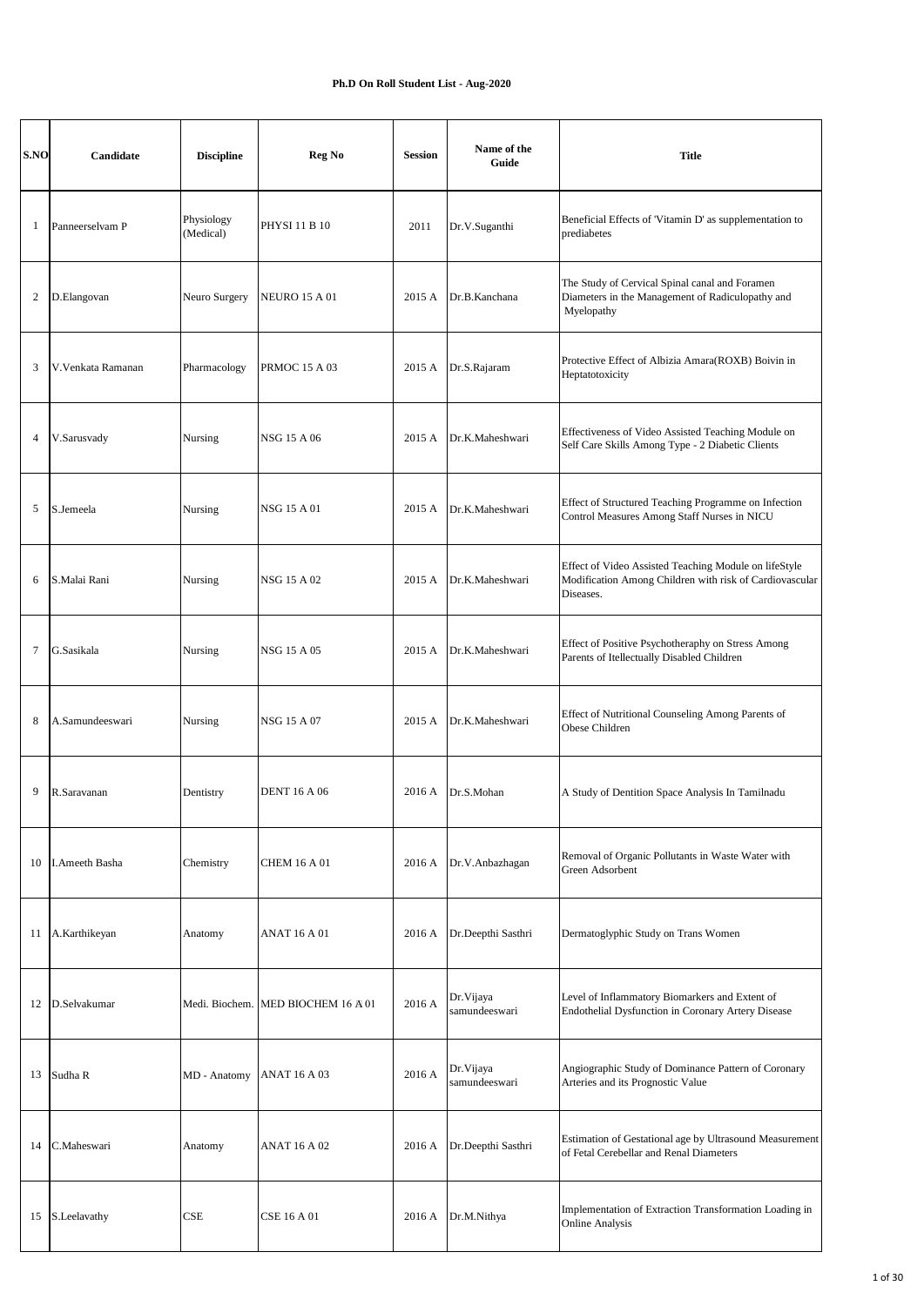**Ph.D On Roll Student List - Aug-2020**

| S.NO | Candidate | Discipline | Reg No | Session | Name of the Guide | Title |
|---|---|---|---|---|---|---|
| 1 | Panneerselvam P | Physiology (Medical) | PHYSI 11 B 10 | 2011 | Dr.V.Suganthi | Beneficial Effects of 'Vitamin D' as supplementation to prediabetes |
| 2 | D.Elangovan | Neuro Surgery | NEURO 15 A 01 | 2015 A | Dr.B.Kanchana | The Study of Cervical Spinal canal and Foramen Diameters in the Management of Radiculopathy and Myelopathy |
| 3 | V.Venkata Ramanan | Pharmacology | PRMOC 15 A 03 | 2015 A | Dr.S.Rajaram | Protective Effect of Albizia Amara(ROXB) Boivin in Heptatotoxicity |
| 4 | V.Sarusvady | Nursing | NSG 15 A 06 | 2015 A | Dr.K.Maheshwari | Effectiveness of Video Assisted Teaching Module on Self Care Skills Among Type - 2 Diabetic Clients |
| 5 | S.Jemeela | Nursing | NSG 15 A 01 | 2015 A | Dr.K.Maheshwari | Effect of Structured Teaching Programme on Infection Control Measures Among Staff Nurses in NICU |
| 6 | S.Malai Rani | Nursing | NSG 15 A 02 | 2015 A | Dr.K.Maheshwari | Effect of Video Assisted Teaching Module on lifeStyle Modification Among Children with risk of Cardiovascular Diseases. |
| 7 | G.Sasikala | Nursing | NSG 15 A 05 | 2015 A | Dr.K.Maheshwari | Effect of Positive Psychotheraphy on Stress Among Parents of Itellectually Disabled Children |
| 8 | A.Samundeeswari | Nursing | NSG 15 A 07 | 2015 A | Dr.K.Maheshwari | Effect of Nutritional Counseling Among Parents of Obese Children |
| 9 | R.Saravanan | Dentistry | DENT 16 A 06 | 2016 A | Dr.S.Mohan | A Study of Dentition Space Analysis In Tamilnadu |
| 10 | I.Ameeth Basha | Chemistry | CHEM 16 A 01 | 2016 A | Dr.V.Anbazhagan | Removal of Organic Pollutants in Waste Water with Green Adsorbent |
| 11 | A.Karthikeyan | Anatomy | ANAT 16 A 01 | 2016 A | Dr.Deepthi Sasthri | Dermatoglyphic Study on Trans Women |
| 12 | D.Selvakumar | Medi. Biochem. | MED BIOCHEM 16 A 01 | 2016 A | Dr.Vijaya samundeeswari | Level of Inflammatory Biomarkers and Extent of Endothelial Dysfunction in Coronary Artery Disease |
| 13 | Sudha R | MD - Anatomy | ANAT 16 A 03 | 2016 A | Dr.Vijaya samundeeswari | Angiographic Study of Dominance Pattern of Coronary Arteries and its Prognostic Value |
| 14 | C.Maheswari | Anatomy | ANAT 16 A 02 | 2016 A | Dr.Deepthi Sasthri | Estimation of Gestational age by Ultrasound Measurement of Fetal Cerebellar and Renal Diameters |
| 15 | S.Leelavathy | CSE | CSE 16 A 01 | 2016 A | Dr.M.Nithya | Implementation of Extraction Transformation Loading in Online Analysis |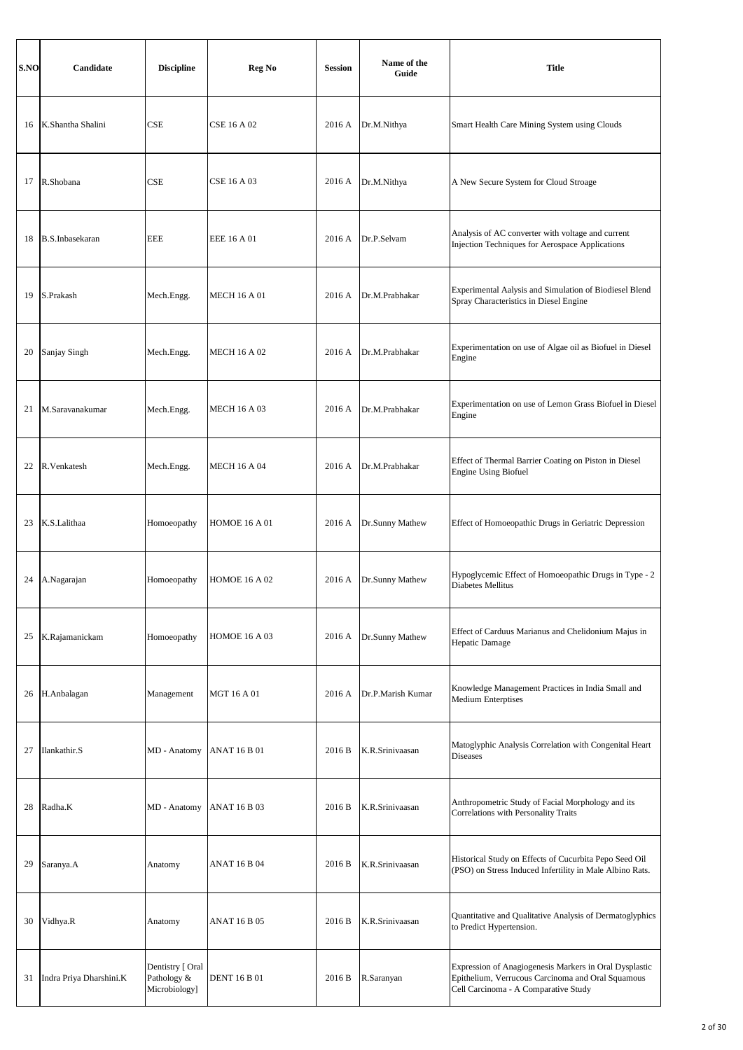| S.NO | Candidate | Discipline | Reg No | Session | Name of the Guide | Title |
|---|---|---|---|---|---|---|
| 16 | K.Shantha Shalini | CSE | CSE 16 A 02 | 2016 A | Dr.M.Nithya | Smart Health Care Mining System using Clouds |
| 17 | R.Shobana | CSE | CSE 16 A 03 | 2016 A | Dr.M.Nithya | A New Secure System for Cloud Stroage |
| 18 | B.S.Inbasekaran | EEE | EEE 16 A 01 | 2016 A | Dr.P.Selvam | Analysis of AC converter with voltage and current Injection Techniques for Aerospace Applications |
| 19 | S.Prakash | Mech.Engg. | MECH 16 A 01 | 2016 A | Dr.M.Prabhakar | Experimental Aalysis and Simulation of Biodiesel Blend Spray Characteristics in Diesel Engine |
| 20 | Sanjay Singh | Mech.Engg. | MECH 16 A 02 | 2016 A | Dr.M.Prabhakar | Experimentation on use of Algae oil as Biofuel in Diesel Engine |
| 21 | M.Saravanakumar | Mech.Engg. | MECH 16 A 03 | 2016 A | Dr.M.Prabhakar | Experimentation on use of Lemon Grass Biofuel in Diesel Engine |
| 22 | R.Venkatesh | Mech.Engg. | MECH 16 A 04 | 2016 A | Dr.M.Prabhakar | Effect of Thermal Barrier Coating on Piston in Diesel Engine Using Biofuel |
| 23 | K.S.Lalithaa | Homoeopathy | HOMOE 16 A 01 | 2016 A | Dr.Sunny Mathew | Effect of Homoeopathic Drugs in Geriatric Depression |
| 24 | A.Nagarajan | Homoeopathy | HOMOE 16 A 02 | 2016 A | Dr.Sunny Mathew | Hypoglycemic Effect of Homoeopathic Drugs in Type - 2 Diabetes Mellitus |
| 25 | K.Rajamanickam | Homoeopathy | HOMOE 16 A 03 | 2016 A | Dr.Sunny Mathew | Effect of Carduus Marianus and Chelidonium Majus in Hepatic Damage |
| 26 | H.Anbalagan | Management | MGT 16 A 01 | 2016 A | Dr.P.Marish Kumar | Knowledge Management Practices in India Small and Medium Enterptises |
| 27 | Ilankathir.S | MD - Anatomy | ANAT 16 B 01 | 2016 B | K.R.Srinivaasan | Matoglyphic Analysis Correlation with Congenital Heart Diseases |
| 28 | Radha.K | MD - Anatomy | ANAT 16 B 03 | 2016 B | K.R.Srinivaasan | Anthropometric Study of Facial Morphology and its Correlations with Personality Traits |
| 29 | Saranya.A | Anatomy | ANAT 16 B 04 | 2016 B | K.R.Srinivaasan | Historical Study on Effects of Cucurbita Pepo Seed Oil (PSO) on Stress Induced Infertility in Male Albino Rats. |
| 30 | Vidhya.R | Anatomy | ANAT 16 B 05 | 2016 B | K.R.Srinivaasan | Quantitative and Qualitative Analysis of Dermatoglyphics to Predict Hypertension. |
| 31 | Indra Priya Dharshini.K | Dentistry [ Oral Pathology & Microbiology] | DENT 16 B 01 | 2016 B | R.Saranyan | Expression of Anagiogenesis Markers in Oral Dysplastic Epithelium, Verrucous Carcinoma and Oral Squamous Cell Carcinoma - A Comparative Study |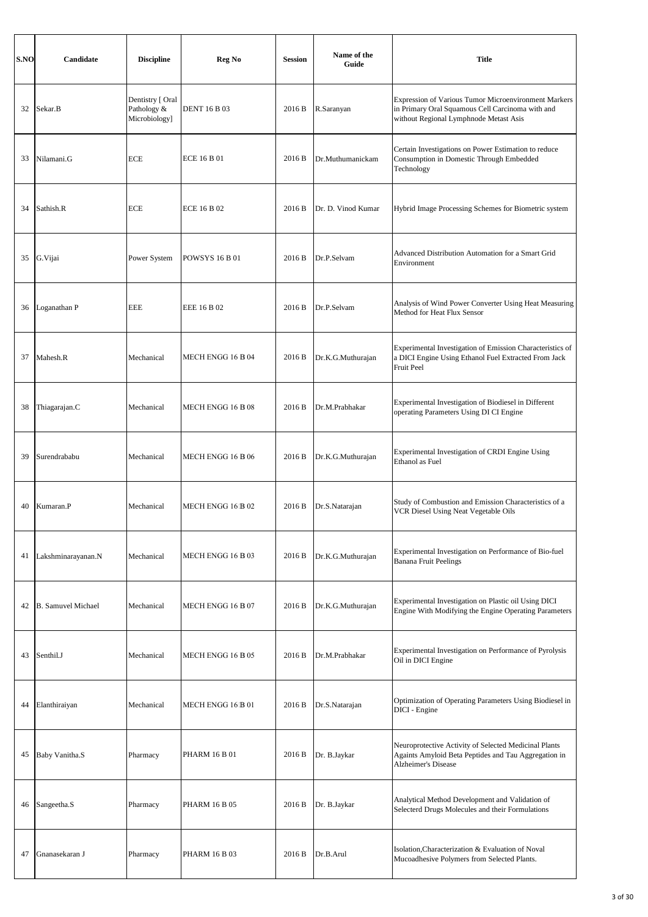| S.NO | Candidate | Discipline | Reg No | Session | Name of the Guide | Title |
|---|---|---|---|---|---|---|
| 32 | Sekar.B | Dentistry [ Oral Pathology & Microbiology] | DENT 16 B 03 | 2016 B | R.Saranyan | Expression of Various Tumor Microenvironment Markers in Primary Oral Squamous Cell Carcinoma with and without Regional Lymphnode Metast Asis |
| 33 | Nilamani.G | ECE | ECE 16 B 01 | 2016 B | Dr.Muthumanickam | Certain Investigations on Power Estimation to reduce Consumption in Domestic Through Embedded Technology |
| 34 | Sathish.R | ECE | ECE 16 B 02 | 2016 B | Dr. D. Vinod Kumar | Hybrid Image Processing Schemes for Biometric system |
| 35 | G.Vijai | Power System | POWSYS 16 B 01 | 2016 B | Dr.P.Selvam | Advanced Distribution Automation for a Smart Grid Environment |
| 36 | Loganathan P | EEE | EEE 16 B 02 | 2016 B | Dr.P.Selvam | Analysis of Wind Power Converter Using Heat Measuring Method for Heat Flux Sensor |
| 37 | Mahesh.R | Mechanical | MECH ENGG 16 B 04 | 2016 B | Dr.K.G.Muthurajan | Experimental Investigation of Emission Characteristics of a DICI Engine Using Ethanol Fuel Extracted From Jack Fruit Peel |
| 38 | Thiagarajan.C | Mechanical | MECH ENGG 16 B 08 | 2016 B | Dr.M.Prabhakar | Experimental Investigation of Biodiesel in Different operating Parameters Using DI CI Engine |
| 39 | Surendrababu | Mechanical | MECH ENGG 16 B 06 | 2016 B | Dr.K.G.Muthurajan | Experimental Investigation of CRDI Engine Using Ethanol as Fuel |
| 40 | Kumaran.P | Mechanical | MECH ENGG 16 B 02 | 2016 B | Dr.S.Natarajan | Study of Combustion and Emission Characteristics of a VCR Diesel Using Neat Vegetable Oils |
| 41 | Lakshminarayanan.N | Mechanical | MECH ENGG 16 B 03 | 2016 B | Dr.K.G.Muthurajan | Experimental Investigation on Performance of Bio-fuel Banana Fruit Peelings |
| 42 | B. Samuvel Michael | Mechanical | MECH ENGG 16 B 07 | 2016 B | Dr.K.G.Muthurajan | Experimental Investigation on Plastic oil Using DICI Engine With Modifying the Engine Operating Parameters |
| 43 | Senthil.J | Mechanical | MECH ENGG 16 B 05 | 2016 B | Dr.M.Prabhakar | Experimental Investigation on Performance of Pyrolysis Oil in DICI Engine |
| 44 | Elanthiraiyan | Mechanical | MECH ENGG 16 B 01 | 2016 B | Dr.S.Natarajan | Optimization of Operating Parameters Using Biodiesel in DICI - Engine |
| 45 | Baby Vanitha.S | Pharmacy | PHARM 16 B 01 | 2016 B | Dr. B.Jaykar | Neuroprotective Activity of Selected Medicinal Plants Againts Amyloid Beta Peptides and Tau Aggregation in Alzheimer's Disease |
| 46 | Sangeetha.S | Pharmacy | PHARM 16 B 05 | 2016 B | Dr. B.Jaykar | Analytical Method Development and Validation of Selecterd Drugs Molecules and their Formulations |
| 47 | Gnanasekaran J | Pharmacy | PHARM 16 B 03 | 2016 B | Dr.B.Arul | Isolation,Characterization & Evaluation of Noval Mucoadhesive Polymers from Selected Plants. |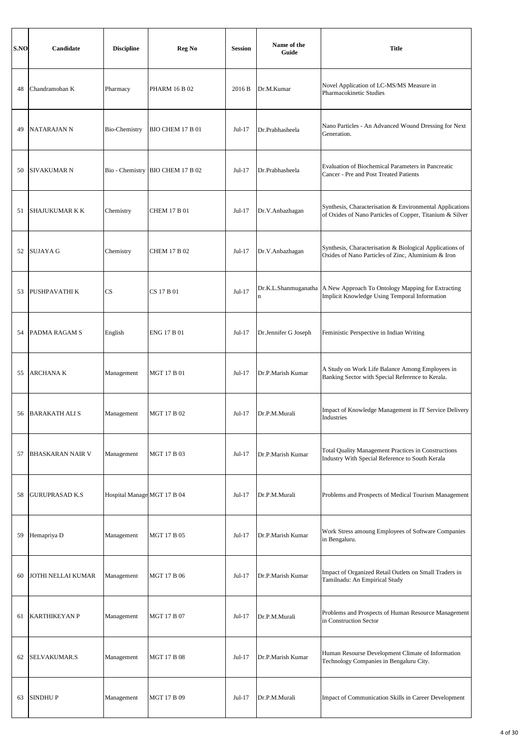| S.NO | Candidate | Discipline | Reg No | Session | Name of the Guide | Title |
|---|---|---|---|---|---|---|
| 48 | Chandramohan K | Pharmacy | PHARM 16 B 02 | 2016 B | Dr.M.Kumar | Novel Application of LC-MS/MS Measure in Pharmacokinetic Studies |
| 49 | NATARAJAN N | Bio-Chemistry | BIO CHEM 17 B 01 | Jul-17 | Dr.Prabhasheela | Nano Particles - An Advanced Wound Dressing for Next Generation. |
| 50 | SIVAKUMAR N | Bio - Chemistry | BIO CHEM 17 B 02 | Jul-17 | Dr.Prabhasheela | Evaluation of Biochemical Parameters in Pancreatic Cancer - Pre and Post Treated Patients |
| 51 | SHAJUKUMAR K K | Chemistry | CHEM 17 B 01 | Jul-17 | Dr.V.Anbazhagan | Synthesis, Characterisation & Environmental Applications of Oxides of Nano Particles of Copper, Titanium & Silver |
| 52 | SUJAYA G | Chemistry | CHEM 17 B 02 | Jul-17 | Dr.V.Anbazhagan | Synthesis, Characterisation & Biological Applications of Oxides of Nano Particles of Zinc, Aluminium & Iron |
| 53 | PUSHPAVATHI K | CS | CS 17 B 01 | Jul-17 | Dr.K.L.Shanmuganathan | A New Approach To Ontology Mapping for Extracting Implicit Knowledge Using Temporal Information |
| 54 | PADMA RAGAM S | English | ENG 17 B 01 | Jul-17 | Dr.Jennifer G Joseph | Feministic Perspective in Indian Writing |
| 55 | ARCHANA K | Management | MGT 17 B 01 | Jul-17 | Dr.P.Marish Kumar | A Study on Work Life Balance Among Employees in Banking Sector with Special Reference to Kerala. |
| 56 | BARAKATH ALI S | Management | MGT 17 B 02 | Jul-17 | Dr.P.M.Murali | Impact of Knowledge Management in IT Service Delivery Industries |
| 57 | BHASKARAN NAIR V | Management | MGT 17 B 03 | Jul-17 | Dr.P.Marish Kumar | Total Quality Management Practices in Constructions Industry With Special Reference to South Kerala |
| 58 | GURUPRASAD K.S | Hospital Manage | MGT 17 B 04 | Jul-17 | Dr.P.M.Murali | Problems and Prospects of Medical Tourism Management |
| 59 | Hemapriya D | Management | MGT 17 B 05 | Jul-17 | Dr.P.Marish Kumar | Work Stress amoung Employees of Software Companies in Bengaluru. |
| 60 | JOTHI NELLAI KUMAR | Management | MGT 17 B 06 | Jul-17 | Dr.P.Marish Kumar | Impact of Organized Retail Outlets on Small Traders in Tamilnadu: An Empirical Study |
| 61 | KARTHIKEYAN P | Management | MGT 17 B 07 | Jul-17 | Dr.P.M.Murali | Problems and Prospects of Human Resource Management in Construction Sector |
| 62 | SELVAKUMAR.S | Management | MGT 17 B 08 | Jul-17 | Dr.P.Marish Kumar | Human Resourse Development Climate of Information Technology Companies in Bengaluru City. |
| 63 | SINDHU P | Management | MGT 17 B 09 | Jul-17 | Dr.P.M.Murali | Impact of Communication Skills in Career Development |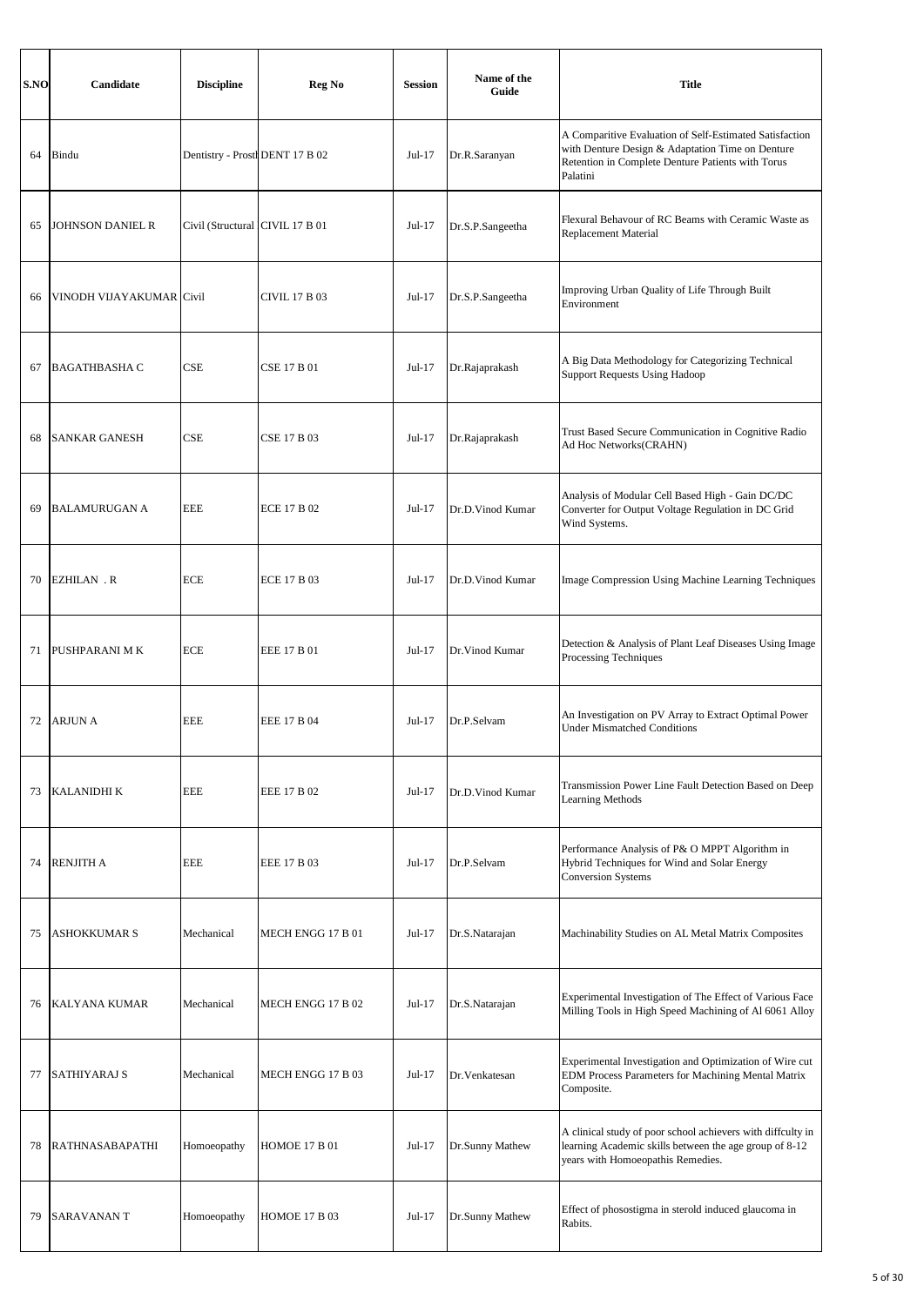| S.NO | Candidate | Discipline | Reg No | Session | Name of the Guide | Title |
|---|---|---|---|---|---|---|
| 64 | Bindu | Dentistry - Prostl | DENT 17 B 02 | Jul-17 | Dr.R.Saranyan | A Comparitive Evaluation of Self-Estimated Satisfaction with Denture Design & Adaptation Time on Denture Retention in Complete Denture Patients with Torus Palatini |
| 65 | JOHNSON DANIEL R | Civil (Structural | CIVIL 17 B 01 | Jul-17 | Dr.S.P.Sangeetha | Flexural Behavour of RC Beams with Ceramic Waste as Replacement Material |
| 66 | VINODH VIJAYAKUMAR | Civil | CIVIL 17 B 03 | Jul-17 | Dr.S.P.Sangeetha | Improving Urban Quality of Life Through Built Environment |
| 67 | BAGATHBASHA C | CSE | CSE 17 B 01 | Jul-17 | Dr.Rajaprakash | A Big Data Methodology for Categorizing Technical Support Requests Using Hadoop |
| 68 | SANKAR GANESH | CSE | CSE 17 B 03 | Jul-17 | Dr.Rajaprakash | Trust Based Secure Communication in Cognitive Radio Ad Hoc Networks(CRAHN) |
| 69 | BALAMURUGAN A | EEE | ECE 17 B 02 | Jul-17 | Dr.D.Vinod Kumar | Analysis of Modular Cell Based High - Gain DC/DC Converter for Output Voltage Regulation in DC Grid Wind Systems. |
| 70 | EZHILAN . R | ECE | ECE 17 B 03 | Jul-17 | Dr.D.Vinod Kumar | Image Compression Using Machine Learning Techniques |
| 71 | PUSHPARANI M K | ECE | EEE 17 B 01 | Jul-17 | Dr.Vinod Kumar | Detection & Analysis of Plant Leaf Diseases Using Image Processing Techniques |
| 72 | ARJUN A | EEE | EEE 17 B 04 | Jul-17 | Dr.P.Selvam | An Investigation on PV Array to Extract Optimal Power Under Mismatched Conditions |
| 73 | KALANIDHI K | EEE | EEE 17 B 02 | Jul-17 | Dr.D.Vinod Kumar | Transmission Power Line Fault Detection Based on Deep Learning Methods |
| 74 | RENJITH A | EEE | EEE 17 B 03 | Jul-17 | Dr.P.Selvam | Performance Analysis of P& O MPPT Algorithm in Hybrid Techniques for Wind and Solar Energy Conversion Systems |
| 75 | ASHOKKUMAR S | Mechanical | MECH ENGG 17 B 01 | Jul-17 | Dr.S.Natarajan | Machinability Studies on AL Metal Matrix Composites |
| 76 | KALYANA KUMAR | Mechanical | MECH ENGG 17 B 02 | Jul-17 | Dr.S.Natarajan | Experimental Investigation of The Effect of Various Face Milling Tools in High Speed Machining of Al 6061 Alloy |
| 77 | SATHIYARAJ S | Mechanical | MECH ENGG 17 B 03 | Jul-17 | Dr.Venkatesan | Experimental Investigation and Optimization of Wire cut EDM Process Parameters for Machining Mental Matrix Composite. |
| 78 | RATHNASABAPATHI | Homoeopathy | HOMOE 17 B 01 | Jul-17 | Dr.Sunny Mathew | A clinical study of poor school achievers with diffculty in learning Academic skills between the age group of 8-12 years with Homoeopathis Remedies. |
| 79 | SARAVANAN T | Homoeopathy | HOMOE 17 B 03 | Jul-17 | Dr.Sunny Mathew | Effect of phosostigma in sterold induced glaucoma in Rabits. |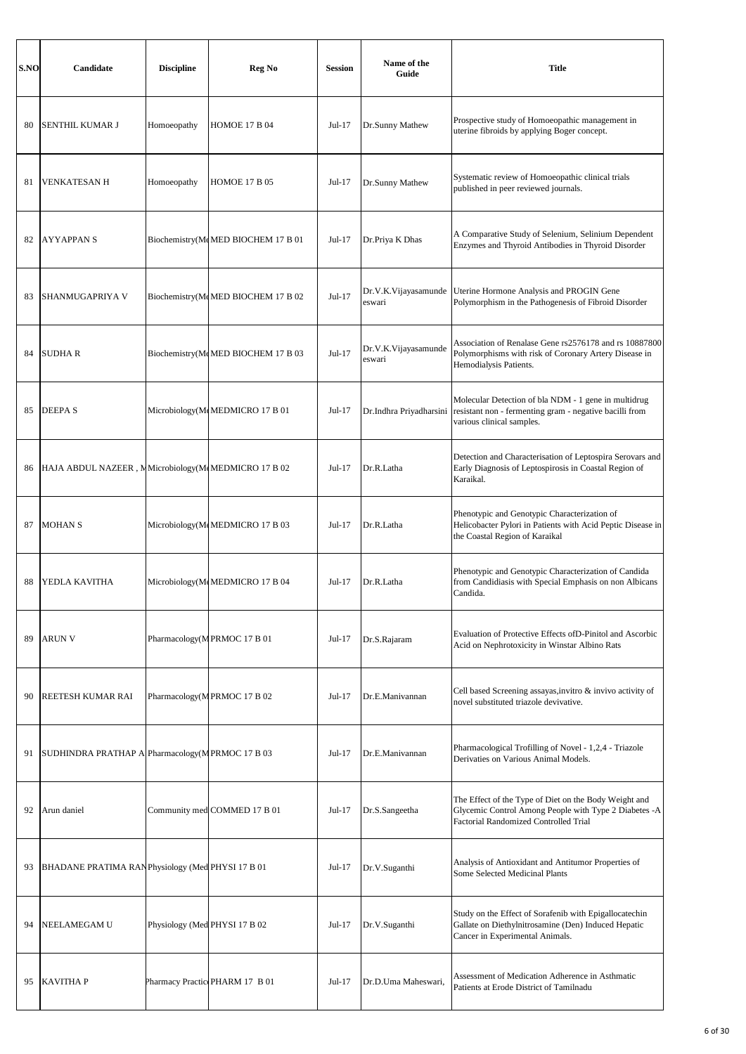| S.NO | Candidate | Discipline | Reg No | Session | Name of the Guide | Title |
|---|---|---|---|---|---|---|
| 80 | SENTHIL KUMAR J | Homoeopathy | HOMOE 17 B 04 | Jul-17 | Dr.Sunny Mathew | Prospective study of Homoeopathic management in uterine fibroids by applying Boger concept. |
| 81 | VENKATESAN H | Homoeopathy | HOMOE 17 B 05 | Jul-17 | Dr.Sunny Mathew | Systematic review of Homoeopathic clinical trials published in peer reviewed journals. |
| 82 | AYYAPPAN S | Biochemistry(Me | MED BIOCHEM 17 B 01 | Jul-17 | Dr.Priya K Dhas | A Comparative Study of Selenium, Selinium Dependent Enzymes and Thyroid Antibodies in Thyroid Disorder |
| 83 | SHANMUGAPRIYA V | Biochemistry(Me | MED BIOCHEM 17 B 02 | Jul-17 | Dr.V.K.Vijayasamundeeswari | Uterine Hormone Analysis and PROGIN Gene Polymorphism in the Pathogenesis of Fibroid Disorder |
| 84 | SUDHA R | Biochemistry(Me | MED BIOCHEM 17 B 03 | Jul-17 | Dr.V.K.Vijayasamundeeswari | Association of Renalase Gene rs2576178 and rs 10887800 Polymorphisms with risk of Coronary Artery Disease in Hemodialysis Patients. |
| 85 | DEEPA S | Microbiology(Me | MEDMICRO 17 B 01 | Jul-17 | Dr.Indhra Priyadharsini | Molecular Detection of bla NDM - 1 gene in multidrug resistant non - fermenting gram - negative bacilli from various clinical samples. |
| 86 | HAJA ABDUL NAZEER , M | Microbiology(Me | MEDMICRO 17 B 02 | Jul-17 | Dr.R.Latha | Detection and Characterisation of Leptospira Serovars and Early Diagnosis of Leptospirosis in Coastal Region of Karaikal. |
| 87 | MOHAN S | Microbiology(Me | MEDMICRO 17 B 03 | Jul-17 | Dr.R.Latha | Phenotypic and Genotypic Characterization of Helicobacter Pylori in Patients with Acid Peptic Disease in the Coastal Region of Karaikal |
| 88 | YEDLA KAVITHA | Microbiology(Me | MEDMICRO 17 B 04 | Jul-17 | Dr.R.Latha | Phenotypic and Genotypic Characterization of Candida from Candidiasis with Special Emphasis on non Albicans Candida. |
| 89 | ARUN V | Pharmacology(M | PRMOC 17 B 01 | Jul-17 | Dr.S.Rajaram | Evaluation of Protective Effects ofD-Pinitol and Ascorbic Acid on Nephrotoxicity in Winstar Albino Rats |
| 90 | REETESH KUMAR RAI | Pharmacology(M | PRMOC 17 B 02 | Jul-17 | Dr.E.Manivannan | Cell based Screening assayas,invitro & invivo activity of novel substituted triazole devivative. |
| 91 | SUDHINDRA PRATHAP A | Pharmacology(M | PRMOC 17 B 03 | Jul-17 | Dr.E.Manivannan | Pharmacological Trofilling of Novel - 1,2,4 - Triazole Derivaties on Various Animal Models. |
| 92 | Arun daniel | Community med | COMMED 17 B 01 | Jul-17 | Dr.S.Sangeetha | The Effect of the Type of Diet on the Body Weight and Glycemic Control Among People with Type 2 Diabetes -A Factorial Randomized Controlled Trial |
| 93 | BHADANE PRATIMA RAN | Physiology (Med | PHYSI 17 B 01 | Jul-17 | Dr.V.Suganthi | Analysis of Antioxidant and Antitumor Properties of Some Selected Medicinal Plants |
| 94 | NEELAMEGAM U | Physiology (Med | PHYSI 17 B 02 | Jul-17 | Dr.V.Suganthi | Study on the Effect of Sorafenib with Epigallocatechin Gallate on Diethylnitrosamine (Den) Induced Hepatic Cancer in Experimental Animals. |
| 95 | KAVITHA P | Pharmacy Practic | PHARM 17 B 01 | Jul-17 | Dr.D.Uma Maheswari, | Assessment of Medication Adherence in Asthmatic Patients at Erode District of Tamilnadu |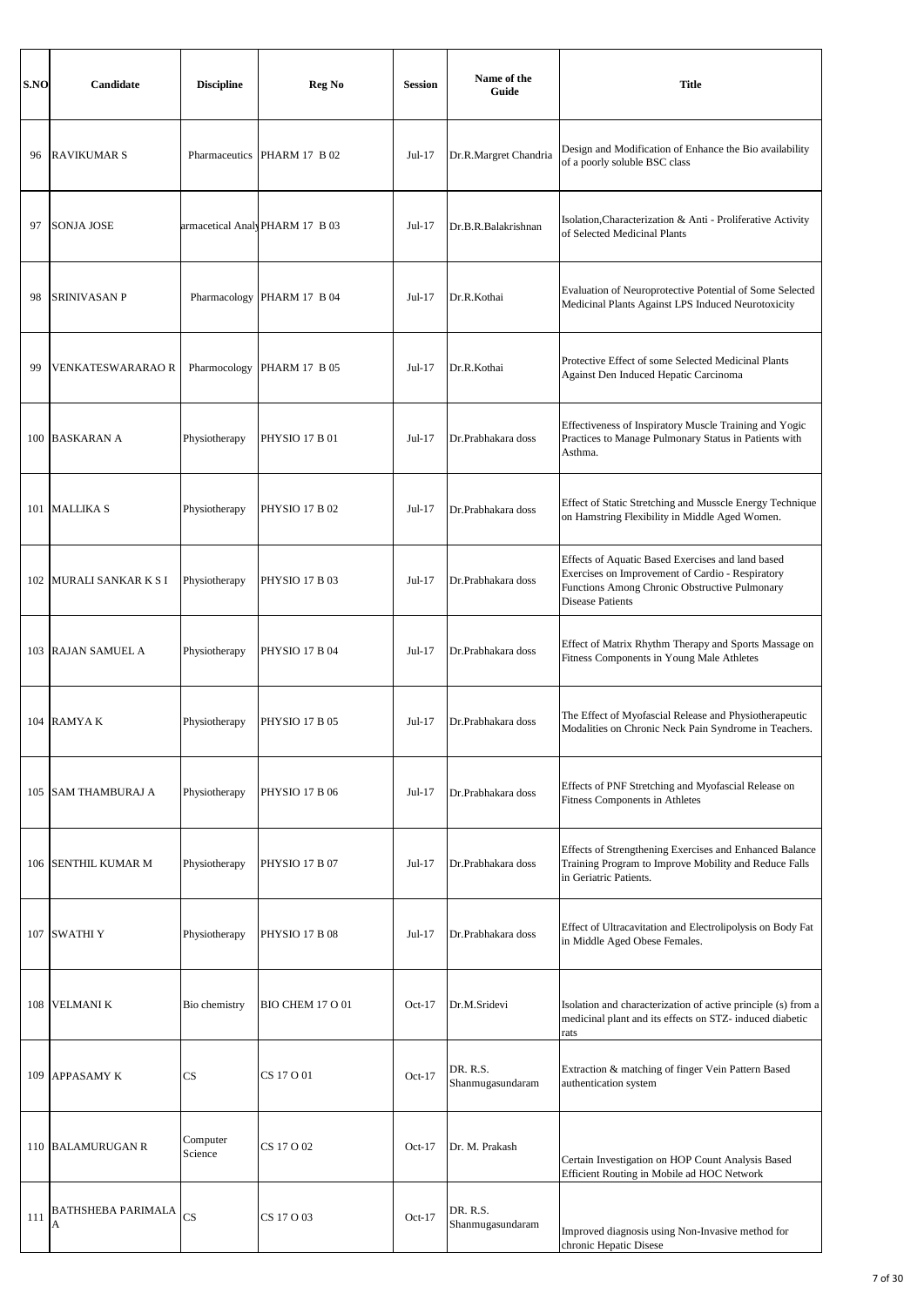| S.NO | Candidate | Discipline | Reg No | Session | Name of the Guide | Title |
|---|---|---|---|---|---|---|
| 96 | RAVIKUMAR S | Pharmaceutics | PHARM 17 B 02 | Jul-17 | Dr.R.Margret Chandria | Design and Modification of Enhance the Bio availability of a poorly soluble BSC class |
| 97 | SONJA JOSE | armacetical Analy | PHARM 17 B 03 | Jul-17 | Dr.B.R.Balakrishnan | Isolation,Characterization & Anti - Proliferative Activity of Selected Medicinal Plants |
| 98 | SRINIVASAN P | Pharmacology | PHARM 17 B 04 | Jul-17 | Dr.R.Kothai | Evaluation of Neuroprotective Potential of Some Selected Medicinal Plants Against LPS Induced Neurotoxicity |
| 99 | VENKATESWARARAO R | Pharmocology | PHARM 17 B 05 | Jul-17 | Dr.R.Kothai | Protective Effect of some Selected Medicinal Plants Against Den Induced Hepatic Carcinoma |
| 100 | BASKARAN A | Physiotherapy | PHYSIO 17 B 01 | Jul-17 | Dr.Prabhakara doss | Effectiveness of Inspiratory Muscle Training and Yogic Practices to Manage Pulmonary Status in Patients with Asthma. |
| 101 | MALLIKA S | Physiotherapy | PHYSIO 17 B 02 | Jul-17 | Dr.Prabhakara doss | Effect of Static Stretching and Musscle Energy Technique on Hamstring Flexibility in Middle Aged Women. |
| 102 | MURALI SANKAR K S I | Physiotherapy | PHYSIO 17 B 03 | Jul-17 | Dr.Prabhakara doss | Effects of Aquatic Based Exercises and land based Exercises on Improvement of Cardio - Respiratory Functions Among Chronic Obstructive Pulmonary Disease Patients |
| 103 | RAJAN SAMUEL A | Physiotherapy | PHYSIO 17 B 04 | Jul-17 | Dr.Prabhakara doss | Effect of Matrix Rhythm Therapy and Sports Massage on Fitness Components in Young Male Athletes |
| 104 | RAMYA K | Physiotherapy | PHYSIO 17 B 05 | Jul-17 | Dr.Prabhakara doss | The Effect of Myofascial Release and Physiotherapeutic Modalities on Chronic Neck Pain Syndrome in Teachers. |
| 105 | SAM THAMBURAJ A | Physiotherapy | PHYSIO 17 B 06 | Jul-17 | Dr.Prabhakara doss | Effects of PNF Stretching and Myofascial Release on Fitness Components in Athletes |
| 106 | SENTHIL KUMAR M | Physiotherapy | PHYSIO 17 B 07 | Jul-17 | Dr.Prabhakara doss | Effects of Strengthening Exercises and Enhanced Balance Training Program to Improve Mobility and Reduce Falls in Geriatric Patients. |
| 107 | SWATHI Y | Physiotherapy | PHYSIO 17 B 08 | Jul-17 | Dr.Prabhakara doss | Effect of Ultracavitation and Electrolipolysis on Body Fat in Middle Aged Obese Females. |
| 108 | VELMANI K | Bio chemistry | BIO CHEM 17 O 01 | Oct-17 | Dr.M.Sridevi | Isolation and characterization of active principle (s) from a medicinal plant and its effects on STZ- induced diabetic rats |
| 109 | APPASAMY K | CS | CS 17 O 01 | Oct-17 | DR. R.S. Shanmugasundaram | Extraction & matching of finger Vein Pattern Based authentication system |
| 110 | BALAMURUGAN R | Computer Science | CS 17 O 02 | Oct-17 | Dr. M. Prakash | Certain Investigation on HOP Count Analysis Based Efficient Routing in Mobile ad HOC Network |
| 111 | BATHSHEBA PARIMALA A | CS | CS 17 O 03 | Oct-17 | DR. R.S. Shanmugasundaram | Improved diagnosis using Non-Invasive method for chronic Hepatic Disese |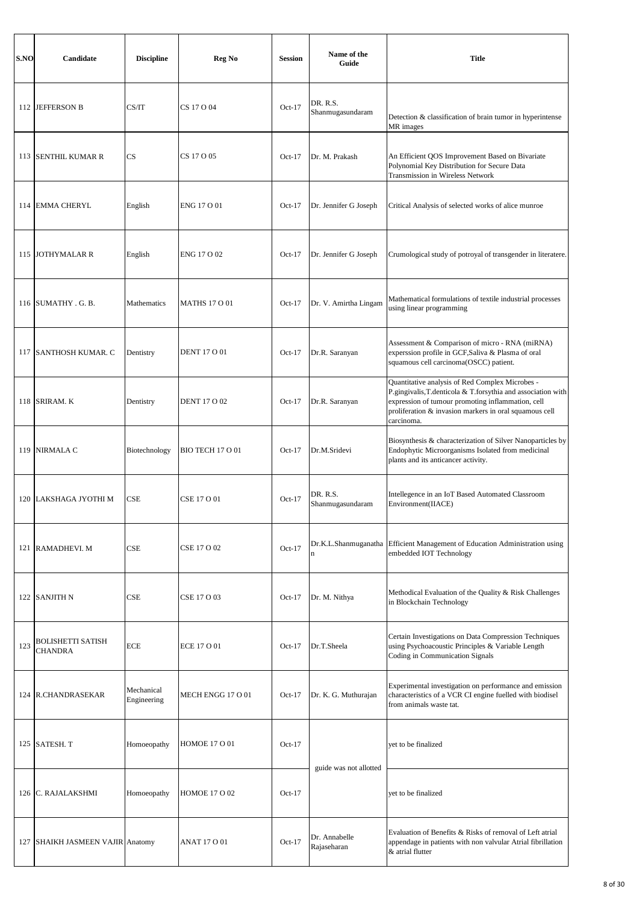| S.NO | Candidate | Discipline | Reg No | Session | Name of the Guide | Title |
|---|---|---|---|---|---|---|
| 112 | JEFFERSON B | CS/IT | CS 17 O 04 | Oct-17 | DR. R.S. Shanmugasundaram | Detection & classification of brain tumor in hyperintense MR images |
| 113 | SENTHIL KUMAR R | CS | CS 17 O 05 | Oct-17 | Dr. M. Prakash | An Efficient QOS Improvement Based on Bivariate Polynomial Key Distribution for Secure Data Transmission in Wireless Network |
| 114 | EMMA CHERYL | English | ENG 17 O 01 | Oct-17 | Dr. Jennifer G Joseph | Critical Analysis of selected works of alice munroe |
| 115 | JOTHYMALAR R | English | ENG 17 O 02 | Oct-17 | Dr. Jennifer G Joseph | Crumological study of potroyal of transgender in literatere. |
| 116 | SUMATHY . G. B. | Mathematics | MATHS 17 O 01 | Oct-17 | Dr. V. Amirtha Lingam | Mathematical formulations of textile industrial processes using linear programming |
| 117 | SANTHOSH KUMAR. C | Dentistry | DENT 17 O 01 | Oct-17 | Dr.R. Saranyan | Assessment & Comparison of micro - RNA (miRNA) experssion profile in GCF,Saliva & Plasma of oral squamous cell carcinoma(OSCC) patient. |
| 118 | SRIRAM. K | Dentistry | DENT 17 O 02 | Oct-17 | Dr.R. Saranyan | Quantitative analysis of Red Complex Microbes - P.gingivalis,T.denticola & T.forsythia and association with expression of tumour promoting inflammation, cell proliferation & invasion markers in oral squamous cell carcinoma. |
| 119 | NIRMALA C | Biotechnology | BIO TECH 17 O 01 | Oct-17 | Dr.M.Sridevi | Biosynthesis & characterization of Silver Nanoparticles by Endophytic Microorganisms Isolated from medicinal plants and its anticancer activity. |
| 120 | LAKSHAGA JYOTHI M | CSE | CSE 17 O 01 | Oct-17 | DR. R.S. Shanmugasundaram | Intellegence in an IoT Based Automated Classroom Environment(IIACE) |
| 121 | RAMADHEVI. M | CSE | CSE 17 O 02 | Oct-17 | Dr.K.L.Shanmuganathan | Efficient Management of Education Administration using embedded IOT Technology |
| 122 | SANJITH N | CSE | CSE 17 O 03 | Oct-17 | Dr. M. Nithya | Methodical Evaluation of the Quality & Risk Challenges in Blockchain Technology |
| 123 | BOLISHETTI SATISH CHANDRA | ECE | ECE 17 O 01 | Oct-17 | Dr.T.Sheela | Certain Investigations on Data Compression Techniques using Psychoacoustic Principles & Variable Length Coding in Communication Signals |
| 124 | R.CHANDRASEKAR | Mechanical Engineering | MECH ENGG 17 O 01 | Oct-17 | Dr. K. G. Muthurajan | Experimental investigation on performance and emission characteristics of a VCR CI engine fuelled with biodisel from animals waste tat. |
| 125 | SATESH. T | Homoeopathy | HOMOE 17 O 01 | Oct-17 | guide was not allotted | yet to be finalized |
| 126 | C. RAJALAKSHMI | Homoeopathy | HOMOE 17 O 02 | Oct-17 | | yet to be finalized |
| 127 | SHAIKH JASMEEN VAJIR | Anatomy | ANAT 17 O 01 | Oct-17 | Dr. Annabelle Rajaseharan | Evaluation of Benefits & Risks of removal of Left atrial appendage in patients with non valvular Atrial fibrillation & atrial flutter |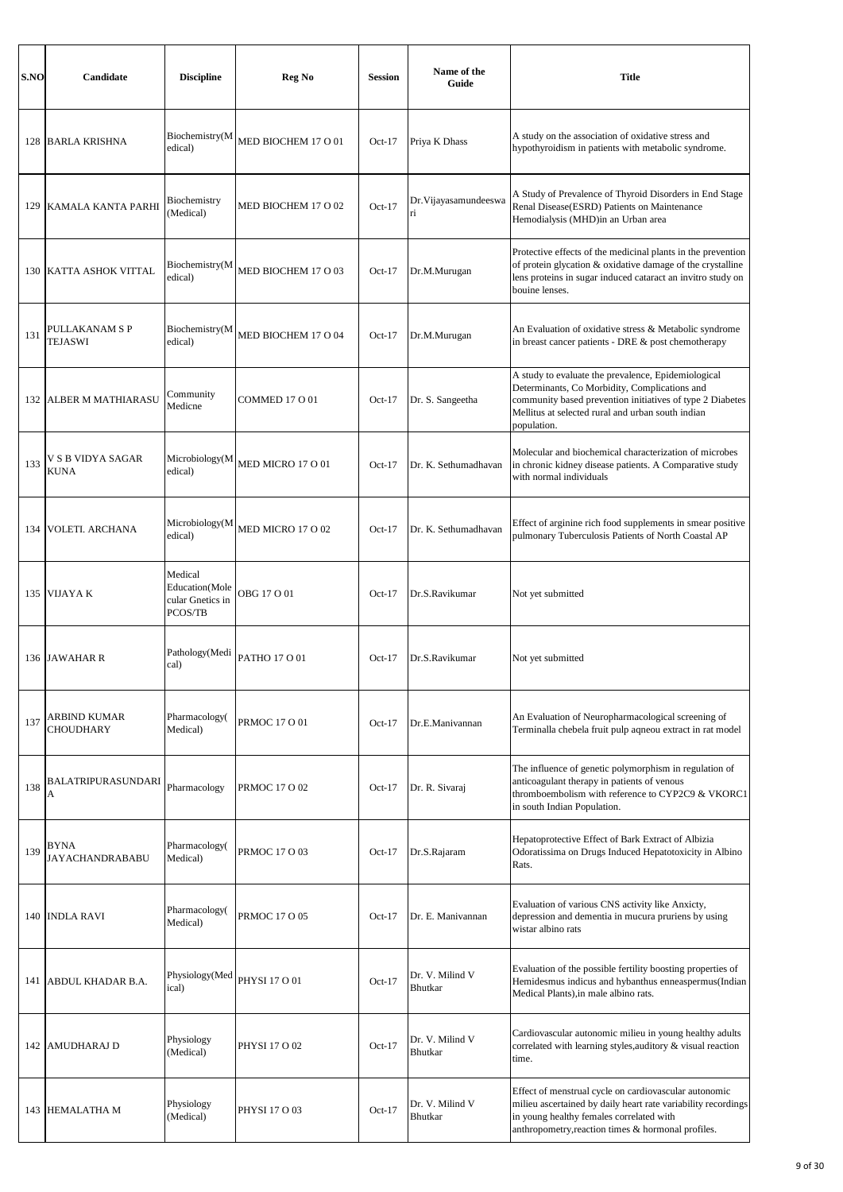| S.NO | Candidate | Discipline | Reg No | Session | Name of the Guide | Title |
|---|---|---|---|---|---|---|
| 128 | BARLA KRISHNA | Biochemistry(Medical) | MED BIOCHEM 17 O 01 | Oct-17 | Priya K Dhass | A study on the association of oxidative stress and hypothyroidism in patients with metabolic syndrome. |
| 129 | KAMALA KANTA PARHI | Biochemistry (Medical) | MED BIOCHEM 17 O 02 | Oct-17 | Dr.Vijayasamundeeswari | A Study of Prevalence of Thyroid Disorders in End Stage Renal Disease(ESRD) Patients on Maintenance Hemodialysis (MHD)in an Urban area |
| 130 | KATTA ASHOK VITTAL | Biochemistry(Medical) | MED BIOCHEM 17 O 03 | Oct-17 | Dr.M.Murugan | Protective effects of the medicinal plants in the prevention of protein glycation & oxidative damage of the crystalline lens proteins in sugar induced cataract an invitro study on bouine lenses. |
| 131 | PULLAKANAM S P TEJASWI | Biochemistry(Medical) | MED BIOCHEM 17 O 04 | Oct-17 | Dr.M.Murugan | An Evaluation of oxidative stress & Metabolic syndrome in breast cancer patients - DRE & post chemotherapy |
| 132 | ALBER M MATHIARASU | Community Medicne | COMMED 17 O 01 | Oct-17 | Dr. S. Sangeetha | A study to evaluate the prevalence, Epidemiological Determinants, Co Morbidity, Complications and community based prevention initiatives of type 2 Diabetes Mellitus at selected rural and urban south indian population. |
| 133 | V S B VIDYA SAGAR KUNA | Microbiology(Medical) | MED MICRO 17 O 01 | Oct-17 | Dr. K. Sethumadhavan | Molecular and biochemical characterization of microbes in chronic kidney disease patients. A Comparative study with normal individuals |
| 134 | VOLETI. ARCHANA | Microbiology(Medical) | MED MICRO 17 O 02 | Oct-17 | Dr. K. Sethumadhavan | Effect of arginine rich food supplements in smear positive pulmonary Tuberculosis Patients of North Coastal AP |
| 135 | VIJAYA K | Medical Education(Molecular Gnetics in PCOS/TB | OBG 17 O 01 | Oct-17 | Dr.S.Ravikumar | Not yet submitted |
| 136 | JAWAHAR R | Pathology(Medical) | PATHO 17 O 01 | Oct-17 | Dr.S.Ravikumar | Not yet submitted |
| 137 | ARBIND KUMAR CHOUDHARY | Pharmacology(Medical) | PRMOC 17 O 01 | Oct-17 | Dr.E.Manivannan | An Evaluation of Neuropharmacological screening of Terminalla chebela fruit pulp aqneou extract in rat model |
| 138 | BALATRIPURASUNDARI A | Pharmacology | PRMOC 17 O 02 | Oct-17 | Dr. R. Sivaraj | The influence of genetic polymorphism in regulation of anticoagulant therapy in patients of venous thromboembolism with reference to CYP2C9 & VKORC1 in south Indian Population. |
| 139 | BYNA JAYACHANDRABABU | Pharmacology(Medical) | PRMOC 17 O 03 | Oct-17 | Dr.S.Rajaram | Hepatoprotective Effect of Bark Extract of Albizia Odoratissima on Drugs Induced Hepatotoxicity in Albino Rats. |
| 140 | INDLA RAVI | Pharmacology(Medical) | PRMOC 17 O 05 | Oct-17 | Dr. E. Manivannan | Evaluation of various CNS activity like Anxicty, depression and dementia in mucura pruriens by using wistar albino rats |
| 141 | ABDUL KHADAR B.A. | Physiology(Medical) | PHYSI 17 O 01 | Oct-17 | Dr. V. Milind V Bhutkar | Evaluation of the possible fertility boosting properties of Hemidesmus indicus and hybanthus enneaspermus(Indian Medical Plants),in male albino rats. |
| 142 | AMUDHARAJ D | Physiology (Medical) | PHYSI 17 O 02 | Oct-17 | Dr. V. Milind V Bhutkar | Cardiovascular autonomic milieu in young healthy adults correlated with learning styles,auditory & visual reaction time. |
| 143 | HEMALATHA M | Physiology (Medical) | PHYSI 17 O 03 | Oct-17 | Dr. V. Milind V Bhutkar | Effect of menstrual cycle on cardiovascular autonomic milieu ascertained by daily heart rate variability recordings in young healthy females correlated with anthropometry,reaction times & hormonal profiles. |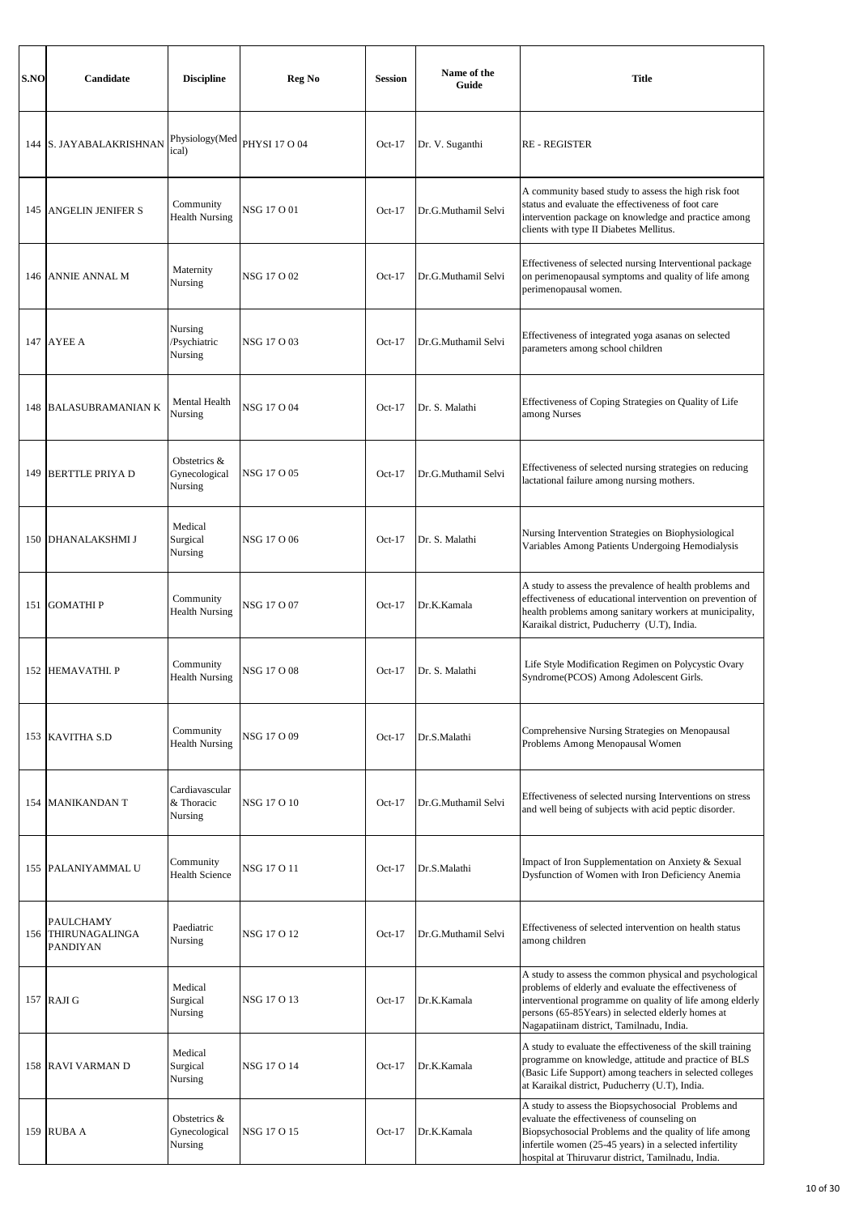| S.NO | Candidate | Discipline | Reg No | Session | Name of the Guide | Title |
|---|---|---|---|---|---|---|
| 144 | S. JAYABALAKRISHNAN | Physiology(Medical) | PHYSI 17 O 04 | Oct-17 | Dr. V. Suganthi | RE - REGISTER |
| 145 | ANGELIN JENIFER S | Community Health Nursing | NSG 17 O 01 | Oct-17 | Dr.G.Muthamil Selvi | A community based study to assess the high risk foot status and evaluate the effectiveness of foot care intervention package on knowledge and practice among clients with type II Diabetes Mellitus. |
| 146 | ANNIE ANNAL M | Maternity Nursing | NSG 17 O 02 | Oct-17 | Dr.G.Muthamil Selvi | Effectiveness of selected nursing Interventional package on perimenopausal symptoms and quality of life among perimenopausal women. |
| 147 | AYEE A | Nursing /Psychiatric Nursing | NSG 17 O 03 | Oct-17 | Dr.G.Muthamil Selvi | Effectiveness of integrated yoga asanas on selected parameters among school children |
| 148 | BALASUBRAMANIAN K | Mental Health Nursing | NSG 17 O 04 | Oct-17 | Dr. S. Malathi | Effectiveness of Coping Strategies on Quality of Life among Nurses |
| 149 | BERTTLE PRIYA D | Obstetrics & Gynecological Nursing | NSG 17 O 05 | Oct-17 | Dr.G.Muthamil Selvi | Effectiveness of selected nursing strategies on reducing lactational failure among nursing mothers. |
| 150 | DHANALAKSHMI J | Medical Surgical Nursing | NSG 17 O 06 | Oct-17 | Dr. S. Malathi | Nursing Intervention Strategies on Biophysiological Variables Among Patients Undergoing Hemodialysis |
| 151 | GOMATHI P | Community Health Nursing | NSG 17 O 07 | Oct-17 | Dr.K.Kamala | A study to assess the prevalence of health problems and effectiveness of educational intervention on prevention of health problems among sanitary workers at municipality, Karaikal district, Puducherry (U.T), India. |
| 152 | HEMAVATHI. P | Community Health Nursing | NSG 17 O 08 | Oct-17 | Dr. S. Malathi | Life Style Modification Regimen on Polycystic Ovary Syndrome(PCOS) Among Adolescent Girls. |
| 153 | KAVITHA S.D | Community Health Nursing | NSG 17 O 09 | Oct-17 | Dr.S.Malathi | Comprehensive Nursing Strategies on Menopausal Problems Among Menopausal Women |
| 154 | MANIKANDAN T | Cardiavascular & Thoracic Nursing | NSG 17 O 10 | Oct-17 | Dr.G.Muthamil Selvi | Effectiveness of selected nursing Interventions on stress and well being of subjects with acid peptic disorder. |
| 155 | PALANIYAMMAL U | Community Health Science | NSG 17 O 11 | Oct-17 | Dr.S.Malathi | Impact of Iron Supplementation on Anxiety & Sexual Dysfunction of Women with Iron Deficiency Anemia |
| 156 | PAULCHAMY THIRUNAGALINGA PANDIYAN | Paediatric Nursing | NSG 17 O 12 | Oct-17 | Dr.G.Muthamil Selvi | Effectiveness of selected intervention on health status among children |
| 157 | RAJI G | Medical Surgical Nursing | NSG 17 O 13 | Oct-17 | Dr.K.Kamala | A study to assess the common physical and psychological problems of elderly and evaluate the effectiveness of interventional programme on quality of life among elderly persons (65-85Years) in selected elderly homes at Nagapatiinam district, Tamilnadu, India. |
| 158 | RAVI VARMAN D | Medical Surgical Nursing | NSG 17 O 14 | Oct-17 | Dr.K.Kamala | A study to evaluate the effectiveness of the skill training programme on knowledge, attitude and practice of BLS (Basic Life Support) among teachers in selected colleges at Karaikal district, Puducherry (U.T), India. |
| 159 | RUBA A | Obstetrics & Gynecological Nursing | NSG 17 O 15 | Oct-17 | Dr.K.Kamala | A study to assess the Biopsychosocial Problems and evaluate the effectiveness of counseling on Biopsychosocial Problems and the quality of life among infertile women (25-45 years) in a selected infertility hospital at Thiruvarur district, Tamilnadu, India. |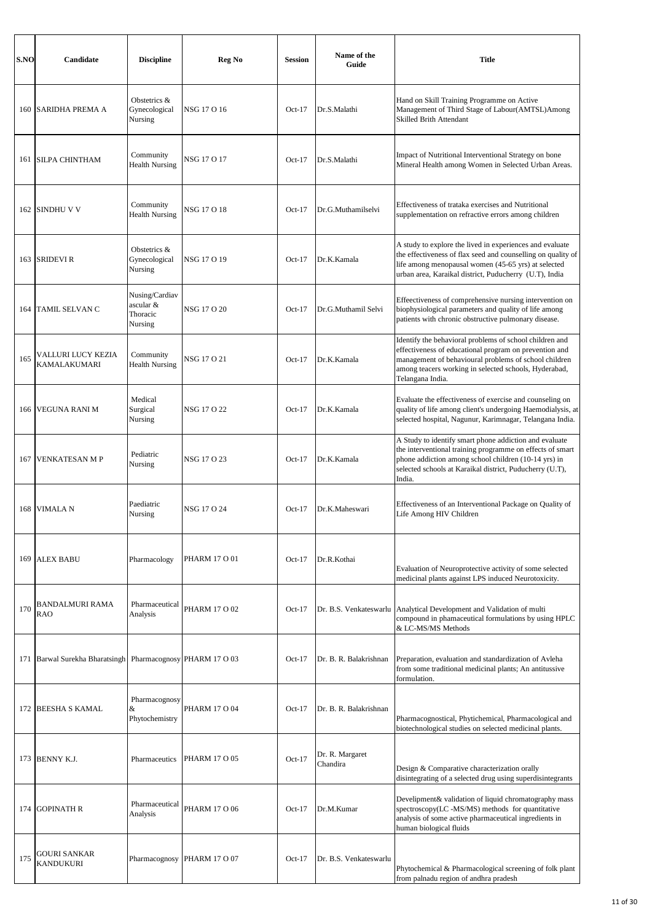| S.NO | Candidate | Discipline | Reg No | Session | Name of the Guide | Title |
|---|---|---|---|---|---|---|
| 160 | SARIDHA PREMA A | Obstetrics & Gynecological Nursing | NSG 17 O 16 | Oct-17 | Dr.S.Malathi | Hand on Skill Training Programme on Active Management of Third Stage of Labour(AMTSL)Among Skilled Brith Attendant |
| 161 | SILPA CHINTHAM | Community Health Nursing | NSG 17 O 17 | Oct-17 | Dr.S.Malathi | Impact of Nutritional Interventional Strategy on bone Mineral Health among Women in Selected Urban Areas. |
| 162 | SINDHU V V | Community Health Nursing | NSG 17 O 18 | Oct-17 | Dr.G.Muthamilselvi | Effectiveness of trataka exercises and Nutritional supplementation on refractive errors among children |
| 163 | SRIDEVI R | Obstetrics & Gynecological Nursing | NSG 17 O 19 | Oct-17 | Dr.K.Kamala | A study to explore the lived in experiences and evaluate the effectiveness of flax seed and counselling on quality of life among menopausal women (45-65 yrs) at selected urban area, Karaikal district, Puducherry (U.T), India |
| 164 | TAMIL SELVAN C | Nusing/Cardiavascular & Thoracic Nursing | NSG 17 O 20 | Oct-17 | Dr.G.Muthamil Selvi | Effeectiveness of comprehensive nursing intervention on biophysiological parameters and quality of life among patients with chronic obstructive pulmonary disease. |
| 165 | VALLURI LUCY KEZIA KAMALAKUMARI | Community Health Nursing | NSG 17 O 21 | Oct-17 | Dr.K.Kamala | Identify the behavioral problems of school children and effectiveness of educational program on prevention and management of behavioural problems of school children among teacers working in selected schools, Hyderabad, Telangana India. |
| 166 | VEGUNA RANI M | Medical Surgical Nursing | NSG 17 O 22 | Oct-17 | Dr.K.Kamala | Evaluate the effectiveness of exercise and counseling on quality of life among client's undergoing Haemodialysis, at selected hospital, Nagunur, Karimnagar, Telangana India. |
| 167 | VENKATESAN M P | Pediatric Nursing | NSG 17 O 23 | Oct-17 | Dr.K.Kamala | A Study to identify smart phone addiction and evaluate the interventional training programme on effects of smart phone addiction among school children (10-14 yrs) in selected schools at Karaikal district, Puducherry (U.T), India. |
| 168 | VIMALA N | Paediatric Nursing | NSG 17 O 24 | Oct-17 | Dr.K.Maheswari | Effectiveness of an Interventional Package on Quality of Life Among HIV Children |
| 169 | ALEX BABU | Pharmacology | PHARM 17 O 01 | Oct-17 | Dr.R.Kothai | Evaluation of Neuroprotective activity of some selected medicinal plants against LPS induced Neurotoxicity. |
| 170 | BANDALMURI RAMA RAO | Pharmaceutical Analysis | PHARM 17 O 02 | Oct-17 | Dr. B.S. Venkateswarlu | Analytical Development and Validation of multi compound in phamaceutical formulations by using HPLC & LC-MS/MS Methods |
| 171 | Barwal Surekha Bharatsingh | Pharmacognosy | PHARM 17 O 03 | Oct-17 | Dr. B. R. Balakrishnan | Preparation, evaluation and standardization of Avleha from some traditional medicinal plants; An antitussive formulation. |
| 172 | BEESHA S KAMAL | Pharmacognosy & Phytochemistry | PHARM 17 O 04 | Oct-17 | Dr. B. R. Balakrishnan | Pharmacognostical, Phytichemical, Pharmacological and biotechnological studies on selected medicinal plants. |
| 173 | BENNY K.J. | Pharmaceutics | PHARM 17 O 05 | Oct-17 | Dr. R. Margaret Chandira | Design & Comparative characterization orally disintegrating of a selected drug using superdisintegrants |
| 174 | GOPINATH R | Pharmaceutical Analysis | PHARM 17 O 06 | Oct-17 | Dr.M.Kumar | Develipment& validation of liquid chromatography mass spectroscopy(LC -MS/MS) methods for quantitative analysis of some active pharmaceutical ingredients in human biological fluids |
| 175 | GOURI SANKAR KANDUKURI | Pharmacognosy | PHARM 17 O 07 | Oct-17 | Dr. B.S. Venkateswarlu | Phytochemical & Pharmacological screening of folk plant from palnadu region of andhra pradesh |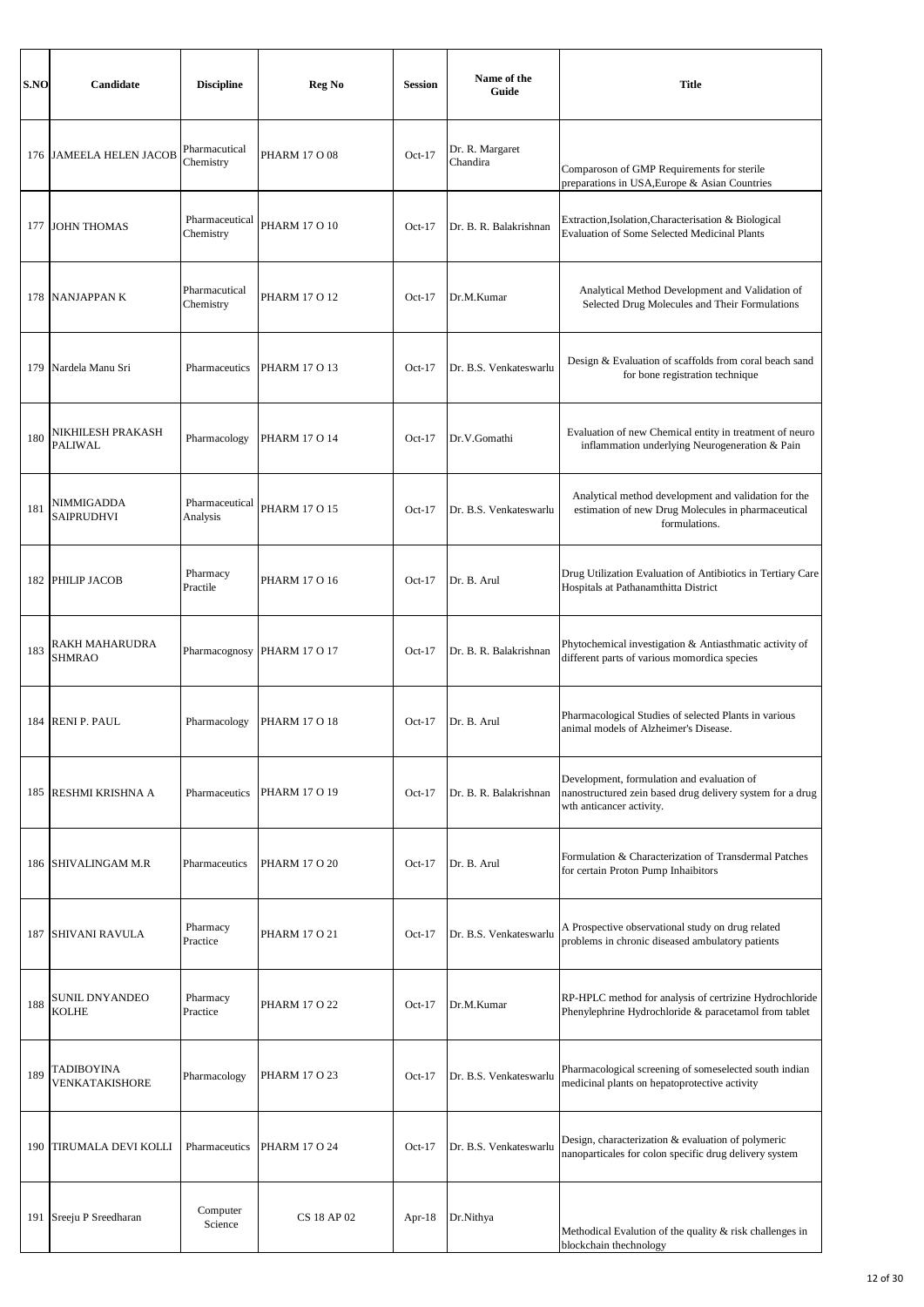| S.NO | Candidate | Discipline | Reg No | Session | Name of the Guide | Title |
|---|---|---|---|---|---|---|
| 176 | JAMEELA HELEN JACOB | Pharmacutical Chemistry | PHARM 17 O 08 | Oct-17 | Dr. R. Margaret Chandira | Comparoson of GMP Requirements for sterile preparations in USA,Europe & Asian Countries |
| 177 | JOHN THOMAS | Pharmaceutical Chemistry | PHARM 17 O 10 | Oct-17 | Dr. B. R. Balakrishnan | Extraction,Isolation,Characterisation & Biological Evaluation of Some Selected Medicinal Plants |
| 178 | NANJAPPAN K | Pharmacutical Chemistry | PHARM 17 O 12 | Oct-17 | Dr.M.Kumar | Analytical Method Development and Validation of Selected Drug Molecules and Their Formulations |
| 179 | Nardela Manu Sri | Pharmaceutics | PHARM 17 O 13 | Oct-17 | Dr. B.S. Venkateswarlu | Design & Evaluation of scaffolds from coral beach sand for bone registration technique |
| 180 | NIKHILESH PRAKASH PALIWAL | Pharmacology | PHARM 17 O 14 | Oct-17 | Dr.V.Gomathi | Evaluation of new Chemical entity in treatment of neuro inflammation underlying Neurogeneration & Pain |
| 181 | NIMMIGADDA SAIPRUDHVI | Pharmaceutical Analysis | PHARM 17 O 15 | Oct-17 | Dr. B.S. Venkateswarlu | Analytical method development and validation for the estimation of new Drug Molecules in pharmaceutical formulations. |
| 182 | PHILIP JACOB | Pharmacy Practile | PHARM 17 O 16 | Oct-17 | Dr. B. Arul | Drug Utilization Evaluation of Antibiotics in Tertiary Care Hospitals at Pathanamthitta District |
| 183 | RAKH MAHARUDRA SHMRAO | Pharmacognosy | PHARM 17 O 17 | Oct-17 | Dr. B. R. Balakrishnan | Phytochemical investigation & Antiasthmatic activity of different parts of various momordica species |
| 184 | RENI P. PAUL | Pharmacology | PHARM 17 O 18 | Oct-17 | Dr. B. Arul | Pharmacological Studies of selected Plants in various animal models of Alzheimer's Disease. |
| 185 | RESHMI KRISHNA A | Pharmaceutics | PHARM 17 O 19 | Oct-17 | Dr. B. R. Balakrishnan | Development, formulation and evaluation of nanostructured zein based drug delivery system for a drug wth anticancer activity. |
| 186 | SHIVALINGAM M.R | Pharmaceutics | PHARM 17 O 20 | Oct-17 | Dr. B. Arul | Formulation & Characterization of Transdermal Patches for certain Proton Pump Inhaibitors |
| 187 | SHIVANI RAVULA | Pharmacy Practice | PHARM 17 O 21 | Oct-17 | Dr. B.S. Venkateswarlu | A Prospective observational study on drug related problems in chronic diseased ambulatory patients |
| 188 | SUNIL DNYANDEO KOLHE | Pharmacy Practice | PHARM 17 O 22 | Oct-17 | Dr.M.Kumar | RP-HPLC method for analysis of certrizine Hydrochloride Phenylephrine Hydrochloride & paracetamol from tablet |
| 189 | TADIBOYINA VENKATAKISHORE | Pharmacology | PHARM 17 O 23 | Oct-17 | Dr. B.S. Venkateswarlu | Pharmacological screening of someselected south indian medicinal plants on hepatoprotective activity |
| 190 | TIRUMALA DEVI KOLLI | Pharmaceutics | PHARM 17 O 24 | Oct-17 | Dr. B.S. Venkateswarlu | Design, characterization & evaluation of polymeric nanoparticales for colon specific drug delivery system |
| 191 | Sreeju P Sreedharan | Computer Science | CS 18 AP 02 | Apr-18 | Dr.Nithya | Methodical Evalution of the quality & risk challenges in blockchain thechnology |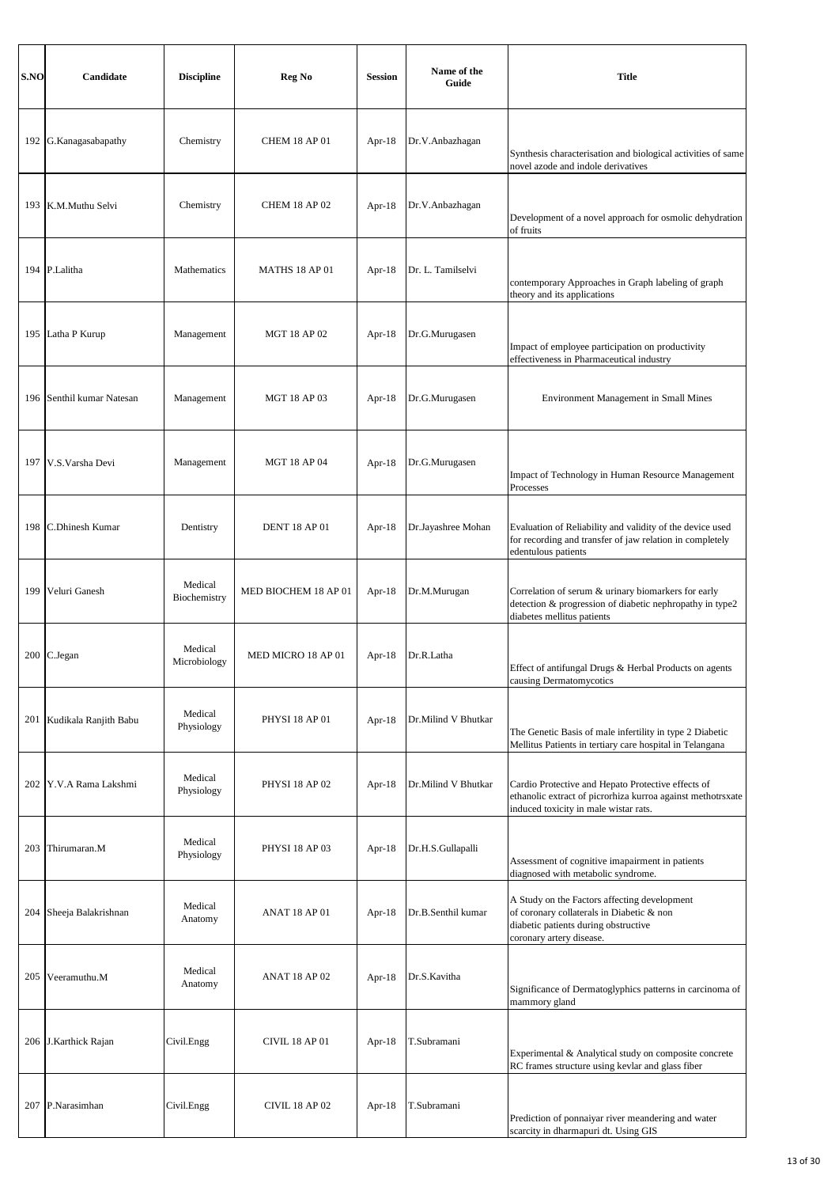| S.NO | Candidate | Discipline | Reg No | Session | Name of the Guide | Title |
|---|---|---|---|---|---|---|
| 192 | G.Kanagasabapathy | Chemistry | CHEM 18 AP 01 | Apr-18 | Dr.V.Anbazhagan | Synthesis characterisation and biological activities of same novel azode and indole derivatives |
| 193 | K.M.Muthu Selvi | Chemistry | CHEM 18 AP 02 | Apr-18 | Dr.V.Anbazhagan | Development of a novel approach for osmolic dehydration of fruits |
| 194 | P.Lalitha | Mathematics | MATHS 18 AP 01 | Apr-18 | Dr. L. Tamilselvi | contemporary Approaches in Graph labeling of graph theory and its applications |
| 195 | Latha P Kurup | Management | MGT 18 AP 02 | Apr-18 | Dr.G.Murugasen | Impact of employee participation on productivity effectiveness in Pharmaceutical industry |
| 196 | Senthil kumar Natesan | Management | MGT 18 AP 03 | Apr-18 | Dr.G.Murugasen | Environment Management in Small Mines |
| 197 | V.S.Varsha Devi | Management | MGT 18 AP 04 | Apr-18 | Dr.G.Murugasen | Impact of Technology in Human Resource Management Processes |
| 198 | C.Dhinesh Kumar | Dentistry | DENT 18 AP 01 | Apr-18 | Dr.Jayashree Mohan | Evaluation of Reliability and validity of the device used for recording and transfer of jaw relation in completely edentulous patients |
| 199 | Veluri Ganesh | Medical Biochemistry | MED BIOCHEM 18 AP 01 | Apr-18 | Dr.M.Murugan | Correlation of serum & urinary biomarkers for early detection & progression of diabetic nephropathy in type2 diabetes mellitus patients |
| 200 | C.Jegan | Medical Microbiology | MED MICRO 18 AP 01 | Apr-18 | Dr.R.Latha | Effect of antifungal Drugs & Herbal Products on agents causing Dermatomycotics |
| 201 | Kudikala Ranjith Babu | Medical Physiology | PHYSI 18 AP 01 | Apr-18 | Dr.Milind V Bhutkar | The Genetic Basis of male infertility in type 2 Diabetic Mellitus Patients in tertiary care hospital in Telangana |
| 202 | Y.V.A Rama Lakshmi | Medical Physiology | PHYSI 18 AP 02 | Apr-18 | Dr.Milind V Bhutkar | Cardio Protective and Hepato Protective effects of ethanolic extract of picrorhiza kurroa against methotrsxate induced toxicity in male wistar rats. |
| 203 | Thirumaran.M | Medical Physiology | PHYSI 18 AP 03 | Apr-18 | Dr.H.S.Gullapalli | Assessment of cognitive imapairment in patients diagnosed with metabolic syndrome. |
| 204 | Sheeja Balakrishnan | Medical Anatomy | ANAT 18 AP 01 | Apr-18 | Dr.B.Senthil kumar | A Study on the Factors affecting development of coronary collaterals in Diabetic & non diabetic patients during obstructive coronary artery disease. |
| 205 | Veeramuthu.M | Medical Anatomy | ANAT 18 AP 02 | Apr-18 | Dr.S.Kavitha | Significance of Dermatoglyphics patterns in carcinoma of mammory gland |
| 206 | J.Karthick Rajan | Civil.Engg | CIVIL 18 AP 01 | Apr-18 | T.Subramani | Experimental & Analytical study on composite concrete RC frames structure using kevlar and glass fiber |
| 207 | P.Narasimhan | Civil.Engg | CIVIL 18 AP 02 | Apr-18 | T.Subramani | Prediction of ponnaiyar river meandering and water scarcity in dharmapuri dt. Using GIS |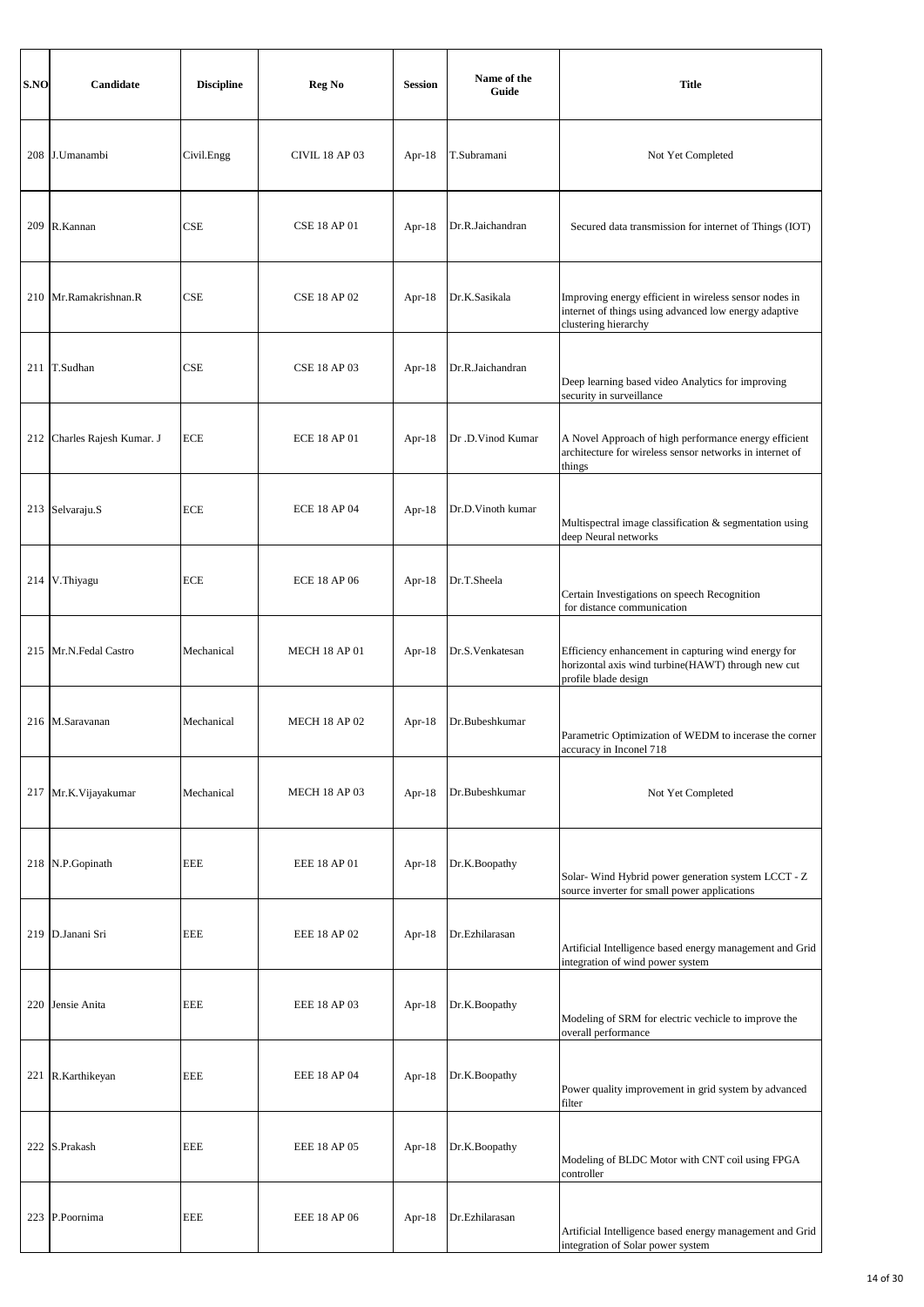| S.NO | Candidate | Discipline | Reg No | Session | Name of the Guide | Title |
|---|---|---|---|---|---|---|
| 208 | J.Umanambi | Civil.Engg | CIVIL 18 AP 03 | Apr-18 | T.Subramani | Not Yet Completed |
| 209 | R.Kannan | CSE | CSE 18 AP 01 | Apr-18 | Dr.R.Jaichandran | Secured data transmission for internet of Things (IOT) |
| 210 | Mr.Ramakrishnan.R | CSE | CSE 18 AP 02 | Apr-18 | Dr.K.Sasikala | Improving energy efficient in wireless sensor nodes in internet of things using advanced low energy adaptive clustering hierarchy |
| 211 | T.Sudhan | CSE | CSE 18 AP 03 | Apr-18 | Dr.R.Jaichandran | Deep learning based video Analytics for improving security in surveillance |
| 212 | Charles Rajesh Kumar. J | ECE | ECE 18 AP 01 | Apr-18 | Dr .D.Vinod Kumar | A Novel Approach of high performance energy efficient architecture for wireless sensor networks in internet of things |
| 213 | Selvaraju.S | ECE | ECE 18 AP 04 | Apr-18 | Dr.D.Vinoth kumar | Multispectral image classification & segmentation using deep Neural networks |
| 214 | V.Thiyagu | ECE | ECE 18 AP 06 | Apr-18 | Dr.T.Sheela | Certain Investigations on speech Recognition for distance communication |
| 215 | Mr.N.Fedal Castro | Mechanical | MECH 18 AP 01 | Apr-18 | Dr.S.Venkatesan | Efficiency enhancement in capturing wind energy for horizontal axis wind turbine(HAWT) through new cut profile blade design |
| 216 | M.Saravanan | Mechanical | MECH 18 AP 02 | Apr-18 | Dr.Bubeshkumar | Parametric Optimization of WEDM to incerase the corner accuracy in Inconel 718 |
| 217 | Mr.K.Vijayakumar | Mechanical | MECH 18 AP 03 | Apr-18 | Dr.Bubeshkumar | Not Yet Completed |
| 218 | N.P.Gopinath | EEE | EEE 18 AP 01 | Apr-18 | Dr.K.Boopathy | Solar- Wind Hybrid power generation system LCCT - Z source inverter for small power applications |
| 219 | D.Janani Sri | EEE | EEE 18 AP 02 | Apr-18 | Dr.Ezhilarasan | Artificial Intelligence based energy management and Grid integration of wind power system |
| 220 | Jensie Anita | EEE | EEE 18 AP 03 | Apr-18 | Dr.K.Boopathy | Modeling of SRM for electric vechicle to improve the overall performance |
| 221 | R.Karthikeyan | EEE | EEE 18 AP 04 | Apr-18 | Dr.K.Boopathy | Power quality improvement in grid system by advanced filter |
| 222 | S.Prakash | EEE | EEE 18 AP 05 | Apr-18 | Dr.K.Boopathy | Modeling of BLDC Motor with CNT coil using FPGA controller |
| 223 | P.Poornima | EEE | EEE 18 AP 06 | Apr-18 | Dr.Ezhilarasan | Artificial Intelligence based energy management and Grid integration of Solar power system |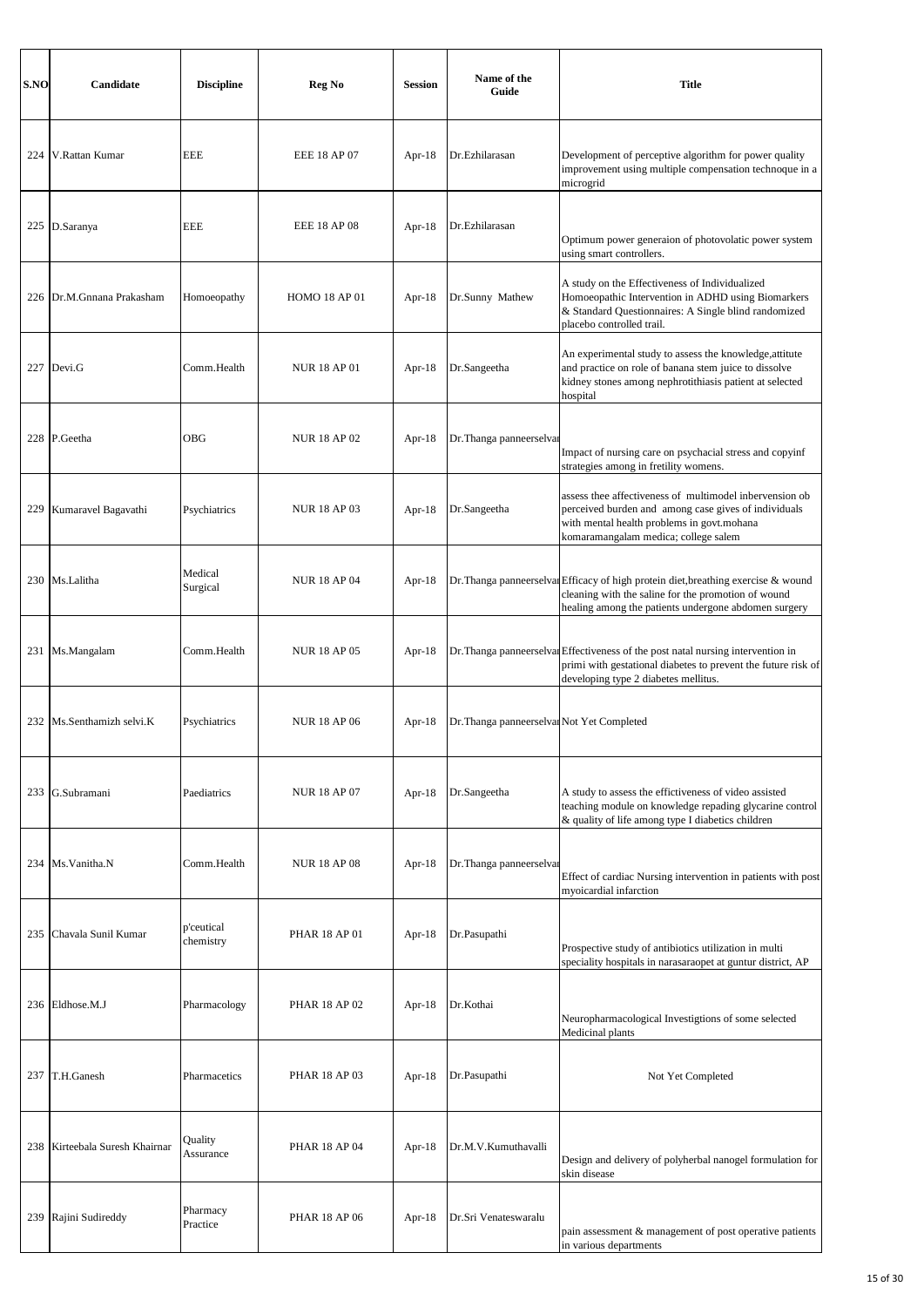| S.NO | Candidate | Discipline | Reg No | Session | Name of the Guide | Title |
|---|---|---|---|---|---|---|
| 224 | V.Rattan Kumar | EEE | EEE 18 AP 07 | Apr-18 | Dr.Ezhilarasan | Development of perceptive algorithm for power quality improvement using multiple compensation technoque in a microgrid |
| 225 | D.Saranya | EEE | EEE 18 AP 08 | Apr-18 | Dr.Ezhilarasan | Optimum power generaion of photovolatic power system using smart controllers. |
| 226 | Dr.M.Gnnana Prakasham | Homoeopathy | HOMO 18 AP 01 | Apr-18 | Dr.Sunny Mathew | A study on the Effectiveness of Individualized Homoeopathic Intervention in ADHD using Biomarkers & Standard Questionnaires: A Single blind randomized placebo controlled trail. |
| 227 | Devi.G | Comm.Health | NUR 18 AP 01 | Apr-18 | Dr.Sangeetha | An experimental study to assess the knowledge,attitute and practice on role of banana stem juice to dissolve kidney stones among nephrotithiasis patient at selected hospital |
| 228 | P.Geetha | OBG | NUR 18 AP 02 | Apr-18 | Dr.Thanga panneerselvar | Impact of nursing care on psychacial stress and copyinf strategies among in fretility womens. |
| 229 | Kumaravel Bagavathi | Psychiatrics | NUR 18 AP 03 | Apr-18 | Dr.Sangeetha | assess thee affectiveness of multimodel inbervension ob perceived burden and among case gives of individuals with mental health problems in govt.mohana komaramangalam medica; college salem |
| 230 | Ms.Lalitha | Medical Surgical | NUR 18 AP 04 | Apr-18 | Dr.Thanga panneerselvar | Efficacy of high protein diet,breathing exercise & wound cleaning with the saline for the promotion of wound healing among the patients undergone abdomen surgery |
| 231 | Ms.Mangalam | Comm.Health | NUR 18 AP 05 | Apr-18 | Dr.Thanga panneerselvar | Effectiveness of the post natal nursing intervention in primi with gestational diabetes to prevent the future risk of developing type 2 diabetes mellitus. |
| 232 | Ms.Senthamizh selvi.K | Psychiatrics | NUR 18 AP 06 | Apr-18 | Dr.Thanga panneerselvar | Not Yet Completed |
| 233 | G.Subramani | Paediatrics | NUR 18 AP 07 | Apr-18 | Dr.Sangeetha | A study to assess the effictiveness of video assisted teaching module on knowledge repading glycarine control & quality of life among type I diabetics children |
| 234 | Ms.Vanitha.N | Comm.Health | NUR 18 AP 08 | Apr-18 | Dr.Thanga panneerselvar | Effect of cardiac Nursing intervention in patients with post myoicardial infarction |
| 235 | Chavala Sunil Kumar | p'ceutical chemistry | PHAR 18 AP 01 | Apr-18 | Dr.Pasupathi | Prospective study of antibiotics utilization in multi speciality hospitals in narasaraopet at guntur district, AP |
| 236 | Eldhose.M.J | Pharmacology | PHAR 18 AP 02 | Apr-18 | Dr.Kothai | Neuropharmacological Investigtions of some selected Medicinal plants |
| 237 | T.H.Ganesh | Pharmacetics | PHAR 18 AP 03 | Apr-18 | Dr.Pasupathi | Not Yet Completed |
| 238 | Kirteebala Suresh Khairnar | Quality Assurance | PHAR 18 AP 04 | Apr-18 | Dr.M.V.Kumuthavalli | Design and delivery of polyherbal nanogel formulation for skin disease |
| 239 | Rajini Sudireddy | Pharmacy Practice | PHAR 18 AP 06 | Apr-18 | Dr.Sri Venateswaralu | pain assessment & management of post operative patients in various departments |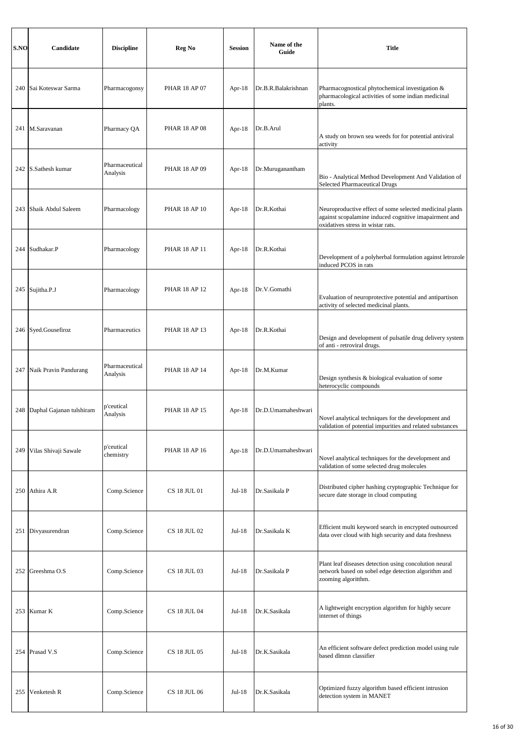| S.NO | Candidate | Discipline | Reg No | Session | Name of the Guide | Title |
|---|---|---|---|---|---|---|
| 240 | Sai Koteswar Sarma | Pharmacogonsy | PHAR 18 AP 07 | Apr-18 | Dr.B.R.Balakrishnan | Pharmacognostical phytochemical investigation & pharmacological activities of some indian medicinal plants. |
| 241 | M.Saravanan | Pharmacy QA | PHAR 18 AP 08 | Apr-18 | Dr.B.Arul | A study on brown sea weeds for for potential antiviral activity |
| 242 | S.Sathesh kumar | Pharmaceutical Analysis | PHAR 18 AP 09 | Apr-18 | Dr.Muruganantham | Bio - Analytical Method Development And Validation of Selected Pharmaceutical Drugs |
| 243 | Shaik Abdul Saleem | Pharmacology | PHAR 18 AP 10 | Apr-18 | Dr.R.Kothai | Neuroproductive effect of some selected medicinal plants against scopalamine induced cognitive imapairment and oxidatives stress in wistar rats. |
| 244 | Sudhakar.P | Pharmacology | PHAR 18 AP 11 | Apr-18 | Dr.R.Kothai | Development of a polyherbal formulation against letrozole induced PCOS in rats |
| 245 | Sujitha.P.J | Pharmacology | PHAR 18 AP 12 | Apr-18 | Dr.V.Gomathi | Evaluation of neuroprotective potential and antipartison activity of selected medicinal plants. |
| 246 | Syed.Gousefiroz | Pharmaceutics | PHAR 18 AP 13 | Apr-18 | Dr.R.Kothai | Design and development of pulsatile drug delivery system of anti - retroviral drugs. |
| 247 | Naik Pravin Pandurang | Pharmaceutical Analysis | PHAR 18 AP 14 | Apr-18 | Dr.M.Kumar | Design synthesis & biological evaluation of some heterocyclic compounds |
| 248 | Daphal Gajanan tulshiram | p'ceutical Analysis | PHAR 18 AP 15 | Apr-18 | Dr.D.Umamaheshwari | Novel analytical techniques for the development and validation of potential impurities and related substances |
| 249 | Vilas Shivaji Sawale | p'ceutical chemistry | PHAR 18 AP 16 | Apr-18 | Dr.D.Umamaheshwari | Novel analytical techniques for the development and validation of some selected drug molecules |
| 250 | Athira A.R | Comp.Science | CS 18 JUL 01 | Jul-18 | Dr.Sasikala P | Distributed cipher hashing cryptographic Technique for secure date storage in cloud computing |
| 251 | Divyasurendran | Comp.Science | CS 18 JUL 02 | Jul-18 | Dr.Sasikala K | Efficient multi keyword search in encrypted outsourced data over cloud with high security and data freshness |
| 252 | Greeshma O.S | Comp.Science | CS 18 JUL 03 | Jul-18 | Dr.Sasikala P | Plant leaf diseases detection using concolution neural network based on sobel edge detection algorithm and zooming algoritthm. |
| 253 | Kumar K | Comp.Science | CS 18 JUL 04 | Jul-18 | Dr.K.Sasikala | A lightweight encryption algorithm for highly secure internet of things |
| 254 | Prasad V.S | Comp.Science | CS 18 JUL 05 | Jul-18 | Dr.K.Sasikala | An efficient software defect prediction model using rule based dlmnn classifier |
| 255 | Venketesh R | Comp.Science | CS 18 JUL 06 | Jul-18 | Dr.K.Sasikala | Optimized fuzzy algorithm based efficient intrusion detection system in MANET |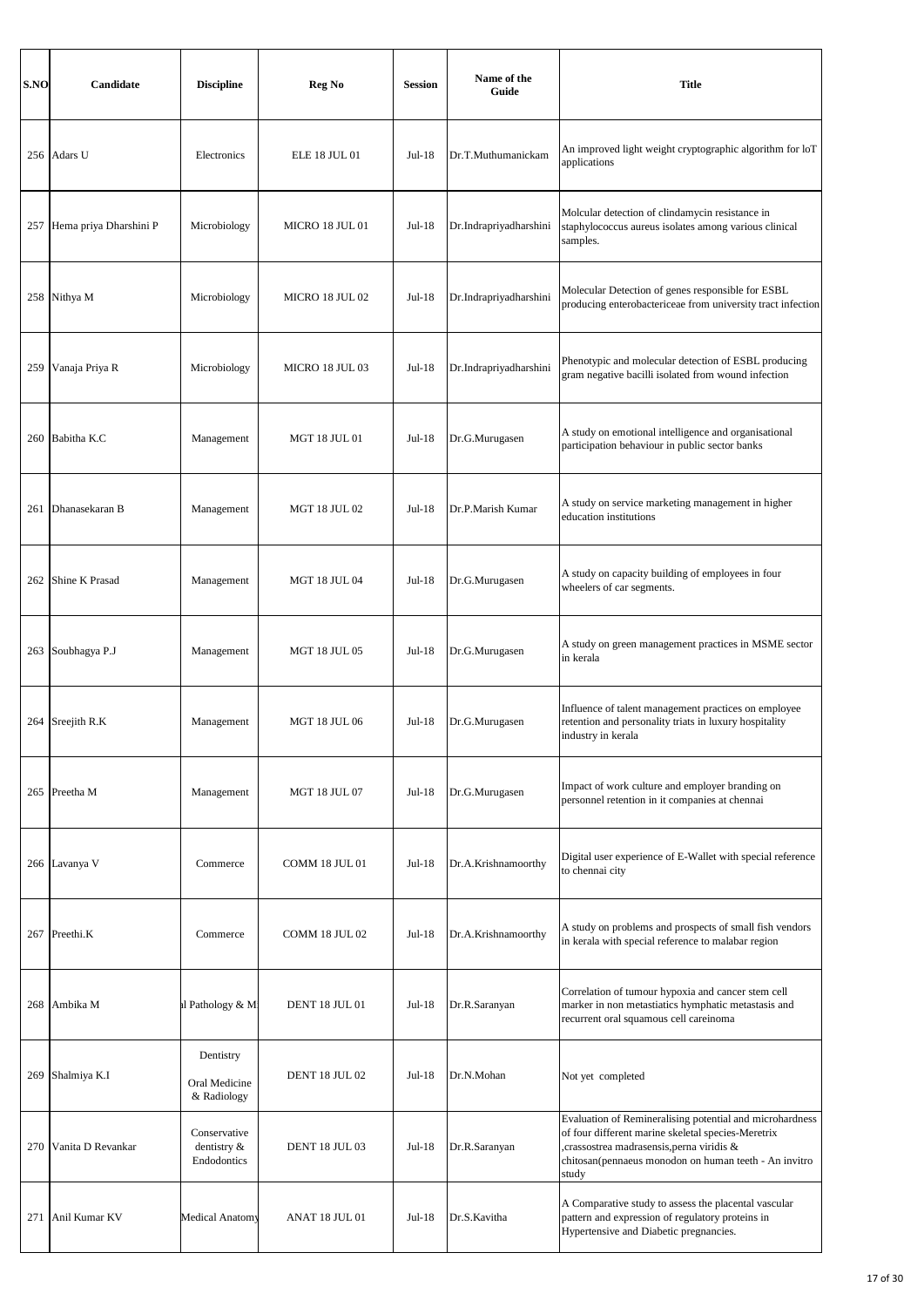| S.NO | Candidate | Discipline | Reg No | Session | Name of the Guide | Title |
|---|---|---|---|---|---|---|
| 256 | Adars U | Electronics | ELE 18 JUL 01 | Jul-18 | Dr.T.Muthumanickam | An improved light weight cryptographic algorithm for IoT applications |
| 257 | Hema priya Dharshini P | Microbiology | MICRO 18 JUL 01 | Jul-18 | Dr.Indrapriyadharshini | Molcular detection of clindamycin resistance in staphylococcus aureus isolates among various clinical samples. |
| 258 | Nithya M | Microbiology | MICRO 18 JUL 02 | Jul-18 | Dr.Indrapriyadharshini | Molecular Detection of genes responsible for ESBL producing enterobactericeae from university tract infection |
| 259 | Vanaja Priya R | Microbiology | MICRO 18 JUL 03 | Jul-18 | Dr.Indrapriyadharshini | Phenotypic and molecular detection of ESBL producing gram negative bacilli isolated from wound infection |
| 260 | Babitha K.C | Management | MGT 18 JUL 01 | Jul-18 | Dr.G.Murugasen | A study on emotional intelligence and organisational participation behaviour in public sector banks |
| 261 | Dhanasekaran B | Management | MGT 18 JUL 02 | Jul-18 | Dr.P.Marish Kumar | A study on service marketing management in higher education institutions |
| 262 | Shine K Prasad | Management | MGT 18 JUL 04 | Jul-18 | Dr.G.Murugasen | A study on capacity building of employees in four wheelers of car segments. |
| 263 | Soubhagya P.J | Management | MGT 18 JUL 05 | Jul-18 | Dr.G.Murugasen | A study on green management practices in MSME sector in kerala |
| 264 | Sreejith R.K | Management | MGT 18 JUL 06 | Jul-18 | Dr.G.Murugasen | Influence of talent management practices on employee retention and personality triats in luxury hospitality industry in kerala |
| 265 | Preetha M | Management | MGT 18 JUL 07 | Jul-18 | Dr.G.Murugasen | Impact of work culture and employer branding on personnel retention in it companies at chennai |
| 266 | Lavanya V | Commerce | COMM 18 JUL 01 | Jul-18 | Dr.A.Krishnamoorthy | Digital user experience of E-Wallet with special reference to chennai city |
| 267 | Preethi.K | Commerce | COMM 18 JUL 02 | Jul-18 | Dr.A.Krishnamoorthy | A study on problems and prospects of small fish vendors in kerala with special reference to malabar region |
| 268 | Ambika M | l Pathology & M | DENT 18 JUL 01 | Jul-18 | Dr.R.Saranyan | Correlation of tumour hypoxia and cancer stem cell marker in non metastiatics hymphatic metastasis and recurrent oral squamous cell careinoma |
| 269 | Shalmiya K.I | Dentistry Oral Medicine & Radiology | DENT 18 JUL 02 | Jul-18 | Dr.N.Mohan | Not yet completed |
| 270 | Vanita D Revankar | Conservative dentistry & Endodontics | DENT 18 JUL 03 | Jul-18 | Dr.R.Saranyan | Evaluation of Remineralising potential and microhardness of four different marine skeletal species-Meretrix ,crassostrea madrasensis,perna viridis & chitosan(pennaeus monodon on human teeth - An invitro study |
| 271 | Anil Kumar KV | Medical Anatomy | ANAT 18 JUL 01 | Jul-18 | Dr.S.Kavitha | A Comparative study to assess the placental vascular pattern and expression of regulatory proteins in Hypertensive and Diabetic pregnancies. |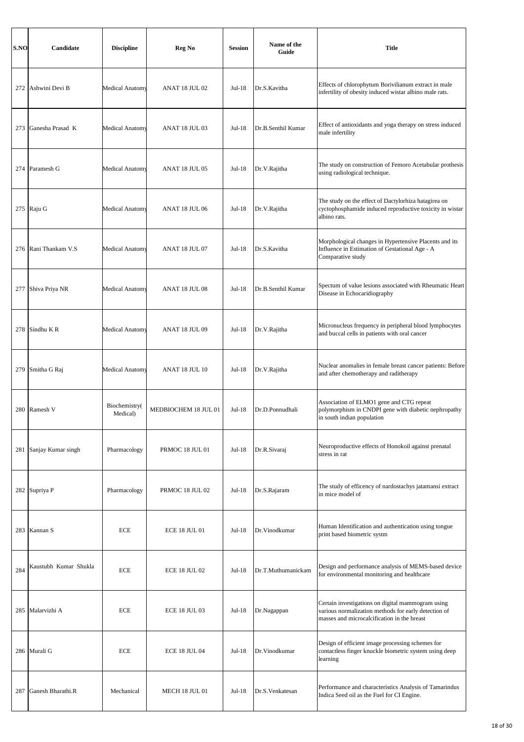| S.NO | Candidate | Discipline | Reg No | Session | Name of the Guide | Title |
|---|---|---|---|---|---|---|
| 272 | Ashwini Devi B | Medical Anatomy | ANAT 18 JUL 02 | Jul-18 | Dr.S.Kavitha | Effects of chlorophytum Borivilianum extract in male infertility of obesity induced wistar albino male rats. |
| 273 | Ganesha Prasad K | Medical Anatomy | ANAT 18 JUL 03 | Jul-18 | Dr.B.Senthil Kumar | Effect of antioxidants and yoga therapy on stress induced male infertility |
| 274 | Paramesh G | Medical Anatomy | ANAT 18 JUL 05 | Jul-18 | Dr.V.Rajitha | The study on construction of Femoro Acetabular prothesis using radiological technique. |
| 275 | Raju G | Medical Anatomy | ANAT 18 JUL 06 | Jul-18 | Dr.V.Rajitha | The study on the effect of Dactylorhiza hatagirea on cyctophosphamide induced reproductive toxicity in wistar albino rats. |
| 276 | Rani Thankam V.S | Medical Anatomy | ANAT 18 JUL 07 | Jul-18 | Dr.S.Kavitha | Morphological changes in Hypertensive Placents and its Influence in Estimation of Gestational Age - A Comparative study |
| 277 | Shiva Priya NR | Medical Anatomy | ANAT 18 JUL 08 | Jul-18 | Dr.B.Senthil Kumar | Spectum of value lesions associated with Rheumatic Heart Disease in Echocaridiography |
| 278 | Sindhu K R | Medical Anatomy | ANAT 18 JUL 09 | Jul-18 | Dr.V.Rajitha | Micronucleus frequency in peripheral blood lymphocytes and buccal cells in patients with oral cancer |
| 279 | Smitha G Raj | Medical Anatomy | ANAT 18 JUL 10 | Jul-18 | Dr.V.Rajitha | Nuclear anomalies in female breast cancer patients: Before and after chemotherapy and raditherapy |
| 280 | Ramesh V | Biochemistry( Medical) | MEDBIOCHEM 18 JUL 01 | Jul-18 | Dr.D.Ponnudhali | Association of ELMO1 gene and CTG repeat polymorphism in CNDPI gene with diabetic nephropathy in south indian population |
| 281 | Sanjay Kumar singh | Pharmacology | PRMOC 18 JUL 01 | Jul-18 | Dr.R.Sivaraj | Neuroproductive effects of Honokoil against prenatal stress in rat |
| 282 | Supriya P | Pharmacology | PRMOC 18 JUL 02 | Jul-18 | Dr.S.Rajaram | The study of efficency of nardostachys jatamansi extract in mice model of |
| 283 | Kannan S | ECE | ECE 18 JUL 01 | Jul-18 | Dr.Vinodkumar | Human Identification and authentication using tongue print based biometric systm |
| 284 | Kaustubh Kumar Shukla | ECE | ECE 18 JUL 02 | Jul-18 | Dr.T.Muthumanickam | Design and performance analysis of MEMS-based device for environmental monitoring and healthcare |
| 285 | Malarvizhi A | ECE | ECE 18 JUL 03 | Jul-18 | Dr.Nagappan | Certain investigations on digital mammogram using various normalization methods for early detection of masses and microcalcification in the breast |
| 286 | Murali G | ECE | ECE 18 JUL 04 | Jul-18 | Dr.Vinodkumar | Design of efficient image processing schemes for contactless finger knuckle biometric system using deep learning |
| 287 | Ganesh Bharathi.R | Mechanical | MECH 18 JUL 01 | Jul-18 | Dr.S.Venkatesan | Performance and characteristics Analysis of Tamarindus Indica Seed oil as the Fuel for CI Engine. |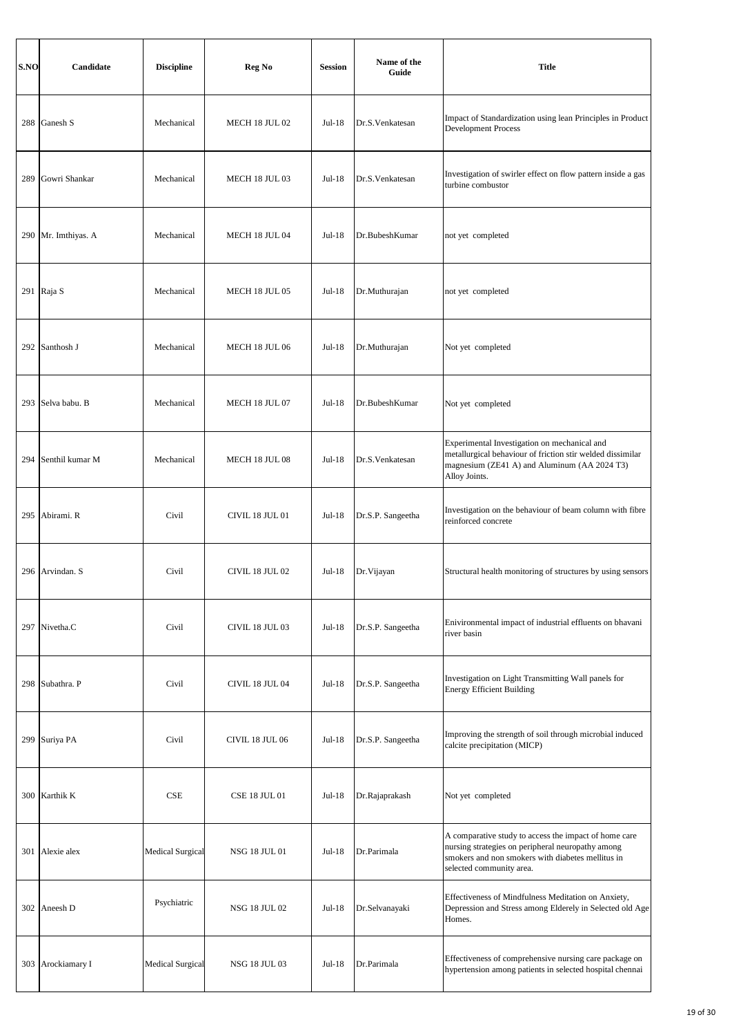| S.NO | Candidate | Discipline | Reg No | Session | Name of the Guide | Title |
|---|---|---|---|---|---|---|
| 288 | Ganesh S | Mechanical | MECH 18 JUL 02 | Jul-18 | Dr.S.Venkatesan | Impact of Standardization using lean Principles in Product Development Process |
| 289 | Gowri Shankar | Mechanical | MECH 18 JUL 03 | Jul-18 | Dr.S.Venkatesan | Investigation of swirler effect on flow pattern inside a gas turbine combustor |
| 290 | Mr. Imthiyas. A | Mechanical | MECH 18 JUL 04 | Jul-18 | Dr.BubeshKumar | not yet completed |
| 291 | Raja S | Mechanical | MECH 18 JUL 05 | Jul-18 | Dr.Muthurajan | not yet completed |
| 292 | Santhosh J | Mechanical | MECH 18 JUL 06 | Jul-18 | Dr.Muthurajan | Not yet completed |
| 293 | Selva babu. B | Mechanical | MECH 18 JUL 07 | Jul-18 | Dr.BubeshKumar | Not yet completed |
| 294 | Senthil kumar M | Mechanical | MECH 18 JUL 08 | Jul-18 | Dr.S.Venkatesan | Experimental Investigation on mechanical and metallurgical behaviour of friction stir welded dissimilar magnesium (ZE41 A) and Aluminum (AA 2024 T3) Alloy Joints. |
| 295 | Abirami. R | Civil | CIVIL 18 JUL 01 | Jul-18 | Dr.S.P. Sangeetha | Investigation on the behaviour of beam column with fibre reinforced concrete |
| 296 | Arvindan. S | Civil | CIVIL 18 JUL 02 | Jul-18 | Dr.Vijayan | Structural health monitoring of structures by using sensors |
| 297 | Nivetha.C | Civil | CIVIL 18 JUL 03 | Jul-18 | Dr.S.P. Sangeetha | Enivironmental impact of industrial effluents on bhavani river basin |
| 298 | Subathra. P | Civil | CIVIL 18 JUL 04 | Jul-18 | Dr.S.P. Sangeetha | Investigation on Light Transmitting Wall panels for Energy Efficient Building |
| 299 | Suriya PA | Civil | CIVIL 18 JUL 06 | Jul-18 | Dr.S.P. Sangeetha | Improving the strength of soil through microbial induced calcite precipitation (MICP) |
| 300 | Karthik K | CSE | CSE 18 JUL 01 | Jul-18 | Dr.Rajaprakash | Not yet completed |
| 301 | Alexie alex | Medical Surgical | NSG 18 JUL 01 | Jul-18 | Dr.Parimala | A comparative study to access the impact of home care nursing strategies on peripheral neuropathy among smokers and non smokers with diabetes mellitus in selected community area. |
| 302 | Aneesh D | Psychiatric | NSG 18 JUL 02 | Jul-18 | Dr.Selvanayaki | Effectiveness of Mindfulness Meditation on Anxiety, Depression and Stress among Elderely in Selected old Age Homes. |
| 303 | Arockiamary I | Medical Surgical | NSG 18 JUL 03 | Jul-18 | Dr.Parimala | Effectiveness of comprehensive nursing care package on hypertension among patients in selected hospital chennai |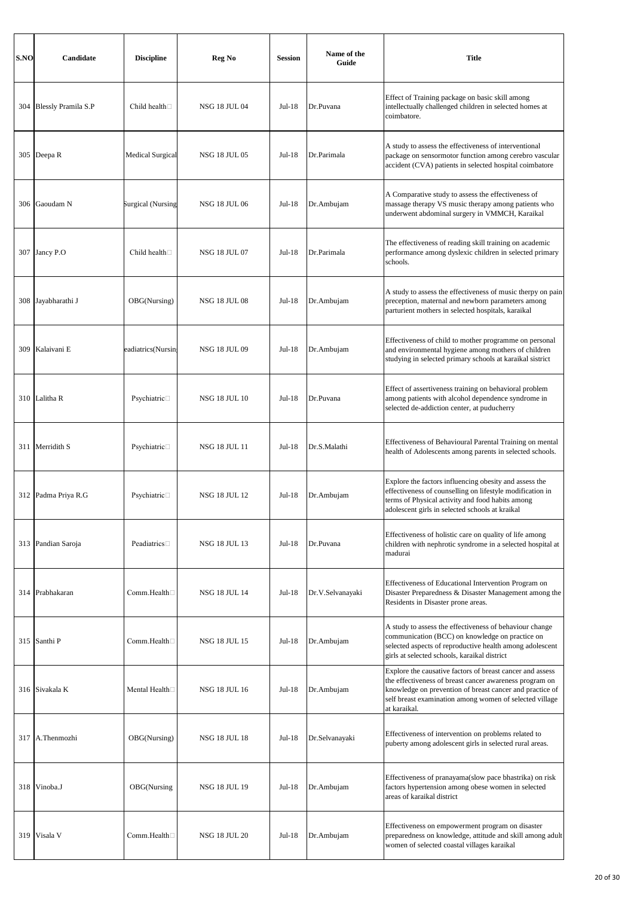| S.NO | Candidate | Discipline | Reg No | Session | Name of the Guide | Title |
|---|---|---|---|---|---|---|
| 304 | Blessly Pramila S.P | Child health | NSG 18 JUL 04 | Jul-18 | Dr.Puvana | Effect of Training package on basic skill among intellectually challenged children in selected homes at coimbatore. |
| 305 | Deepa R | Medical Surgical | NSG 18 JUL 05 | Jul-18 | Dr.Parimala | A study to assess the effectiveness of interventional package on sensormotor function among cerebro vascular accident (CVA) patients in selected hospital coimbatore |
| 306 | Gaoudam N | Surgical (Nursing | NSG 18 JUL 06 | Jul-18 | Dr.Ambujam | A Comparative study to assess the effectiveness of massage therapy VS music therapy among patients who underwent abdominal surgery in VMMCH, Karaikal |
| 307 | Jancy P.O | Child health | NSG 18 JUL 07 | Jul-18 | Dr.Parimala | The effectiveness of reading skill training on academic performance among dyslexic children in selected primary schools. |
| 308 | Jayabharathi J | OBG(Nursing) | NSG 18 JUL 08 | Jul-18 | Dr.Ambujam | A study to assess the effectiveness of music therpy on pain preception, maternal and newborn parameters among parturient mothers in selected hospitals, karaikal |
| 309 | Kalaivani E | eadiatrics(Nursin | NSG 18 JUL 09 | Jul-18 | Dr.Ambujam | Effectiveness of child to mother programme on personal and environmental hygiene among mothers of children studying in selected primary schools at karaikal sistrict |
| 310 | Lalitha R | Psychiatric | NSG 18 JUL 10 | Jul-18 | Dr.Puvana | Effect of assertiveness training on behavioral problem among patients with alcohol dependence syndrome in selected de-addiction center, at puducherry |
| 311 | Merridith S | Psychiatric | NSG 18 JUL 11 | Jul-18 | Dr.S.Malathi | Effectiveness of Behavioural Parental Training on mental health of Adolescents among parents in selected schools. |
| 312 | Padma Priya R.G | Psychiatric | NSG 18 JUL 12 | Jul-18 | Dr.Ambujam | Explore the factors influencing obesity and assess the effectiveness of counselling on lifestyle modification in terms of Physical activity and food habits among adolescent girls in selected schools at kraikal |
| 313 | Pandian Saroja | Peadiatrics | NSG 18 JUL 13 | Jul-18 | Dr.Puvana | Effectiveness of holistic care on quality of life among children with nephrotic syndrome in a selected hospital at madurai |
| 314 | Prabhakaran | Comm.Health | NSG 18 JUL 14 | Jul-18 | Dr.V.Selvanayaki | Effectiveness of Educational Intervention Program on Disaster Preparedness & Disaster Management among the Residents in Disaster prone areas. |
| 315 | Santhi P | Comm.Health | NSG 18 JUL 15 | Jul-18 | Dr.Ambujam | A study to assess the effectiveness of behaviour change communication (BCC) on knowledge on practice on selected aspects of reproductive health among adolescent girls at selected schools, karaikal district |
| 316 | Sivakala K | Mental Health | NSG 18 JUL 16 | Jul-18 | Dr.Ambujam | Explore the causative factors of breast cancer and assess the effectiveness of breast cancer awareness program on knowledge on prevention of breast cancer and practice of self breast examination among women of selected village at karaikal. |
| 317 | A.Thenmozhi | OBG(Nursing) | NSG 18 JUL 18 | Jul-18 | Dr.Selvanayaki | Effectiveness of intervention on problems related to puberty among adolescent girls in selected rural areas. |
| 318 | Vinoba.J | OBG(Nursing | NSG 18 JUL 19 | Jul-18 | Dr.Ambujam | Effectiveness of pranayama(slow pace bhastrika) on risk factors hypertension among obese women in selected areas of karaikal district |
| 319 | Visala V | Comm.Health | NSG 18 JUL 20 | Jul-18 | Dr.Ambujam | Effectiveness on empowerment program on disaster preparedness on knowledge, attitude and skill among adult women of selected coastal villages karaikal |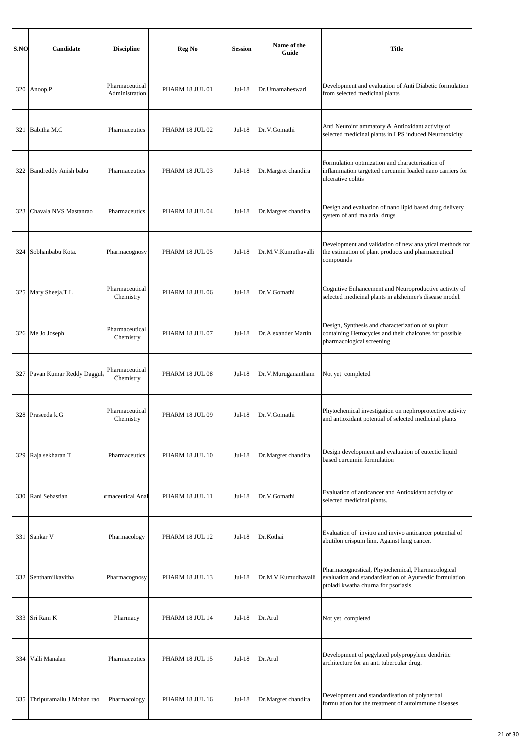| S.NO | Candidate | Discipline | Reg No | Session | Name of the Guide | Title |
|---|---|---|---|---|---|---|
| 320 | Anoop.P | Pharmaceutical Administration | PHARM 18 JUL 01 | Jul-18 | Dr.Umamaheswari | Development and evaluation of Anti Diabetic formulation from selected medicinal plants |
| 321 | Babitha M.C | Pharmaceutics | PHARM 18 JUL 02 | Jul-18 | Dr.V.Gomathi | Anti Neuroinflammatory & Antioxidant activity of selected medicinal plants in LPS induced Neurotoxicity |
| 322 | Bandreddy Anish babu | Pharmaceutics | PHARM 18 JUL 03 | Jul-18 | Dr.Margret chandira | Formulation optmization and characterization of inflammation targetted curcumin loaded nano carriers for ulcerative colitis |
| 323 | Chavala NVS Mastanrao | Pharmaceutics | PHARM 18 JUL 04 | Jul-18 | Dr.Margret chandira | Design and evaluation of nano lipid based drug delivery system of anti malarial drugs |
| 324 | Sobhanbabu Kota. | Pharmacognosy | PHARM 18 JUL 05 | Jul-18 | Dr.M.V.Kumuthavalli | Development and validation of new analytical methods for the estimation of plant products and pharmaceutical compounds |
| 325 | Mary Sheeja.T.L | Pharmaceutical Chemistry | PHARM 18 JUL 06 | Jul-18 | Dr.V.Gomathi | Cognitive Enhancement and Neuroproductive activity of selected medicinal plants in alzheimer's disease model. |
| 326 | Me Jo Joseph | Pharmaceutical Chemistry | PHARM 18 JUL 07 | Jul-18 | Dr.Alexander Martin | Design, Synthesis and characterization of sulphur containing Hetrocycles and their chalcones for possible pharmacological screening |
| 327 | Pavan Kumar Reddy Daggula | Pharmaceutical Chemistry | PHARM 18 JUL 08 | Jul-18 | Dr.V.Muruganantham | Not yet completed |
| 328 | Praseeda k.G | Pharmaceutical Chemistry | PHARM 18 JUL 09 | Jul-18 | Dr.V.Gomathi | Phytochemical investigation on nephroprotective activity and antioxidant potential of selected medicinal plants |
| 329 | Raja sekharan T | Pharmaceutics | PHARM 18 JUL 10 | Jul-18 | Dr.Margret chandira | Design development and evaluation of eutectic liquid based curcumin formulation |
| 330 | Rani Sebastian | rmaceutical Anal | PHARM 18 JUL 11 | Jul-18 | Dr.V.Gomathi | Evaluation of anticancer and Antioxidant activity of selected medicinal plants. |
| 331 | Sankar V | Pharmacology | PHARM 18 JUL 12 | Jul-18 | Dr.Kothai | Evaluation of invitro and invivo anticancer potential of abutilon crispum linn. Against lung cancer. |
| 332 | Senthamilkavitha | Pharmacognosy | PHARM 18 JUL 13 | Jul-18 | Dr.M.V.Kumudhavalli | Pharmacognostical, Phytochemical, Pharmacological evaluation and standardisation of Ayurvedic formulation ptoladi kwatha churna for psoriasis |
| 333 | Sri Ram K | Pharmacy | PHARM 18 JUL 14 | Jul-18 | Dr.Arul | Not yet completed |
| 334 | Valli Manalan | Pharmaceutics | PHARM 18 JUL 15 | Jul-18 | Dr.Arul | Development of pegylated polypropylene dendritic architecture for an anti tubercular drug. |
| 335 | Thripuramallu J Mohan rao | Pharmacology | PHARM 18 JUL 16 | Jul-18 | Dr.Margret chandira | Development and standardisation of polyherbal formulation for the treatment of autoimmune diseases |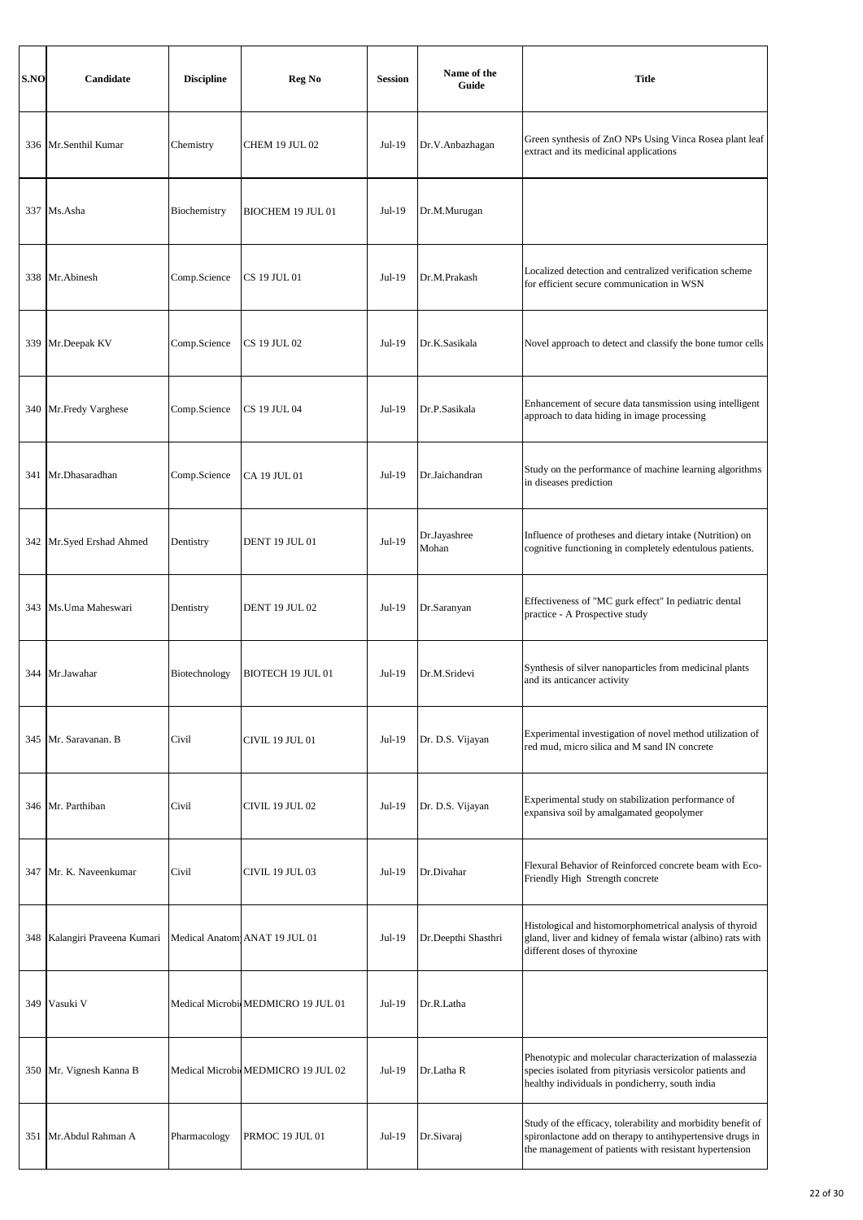| S.NO | Candidate | Discipline | Reg No | Session | Name of the Guide | Title |
|---|---|---|---|---|---|---|
| 336 | Mr.Senthil Kumar | Chemistry | CHEM 19 JUL 02 | Jul-19 | Dr.V.Anbazhagan | Green synthesis of ZnO NPs Using Vinca Rosea plant leaf extract and its medicinal applications |
| 337 | Ms.Asha | Biochemistry | BIOCHEM 19 JUL 01 | Jul-19 | Dr.M.Murugan | |
| 338 | Mr.Abinesh | Comp.Science | CS 19 JUL 01 | Jul-19 | Dr.M.Prakash | Localized detection and centralized verification scheme for efficient secure communication in WSN |
| 339 | Mr.Deepak KV | Comp.Science | CS 19 JUL 02 | Jul-19 | Dr.K.Sasikala | Novel approach to detect and classify the bone tumor cells |
| 340 | Mr.Fredy Varghese | Comp.Science | CS 19 JUL 04 | Jul-19 | Dr.P.Sasikala | Enhancement of secure data tansmission using intelligent approach to data hiding in image processing |
| 341 | Mr.Dhasaradhan | Comp.Science | CA 19 JUL 01 | Jul-19 | Dr.Jaichandran | Study on the performance of machine learning algorithms in diseases prediction |
| 342 | Mr.Syed Ershad Ahmed | Dentistry | DENT 19 JUL 01 | Jul-19 | Dr.Jayashree Mohan | Influence of protheses and dietary intake (Nutrition) on cognitive functioning in completely edentulous patients. |
| 343 | Ms.Uma Maheswari | Dentistry | DENT 19 JUL 02 | Jul-19 | Dr.Saranyan | Effectiveness of "MC gurk effect" In pediatric dental practice - A Prospective study |
| 344 | Mr.Jawahar | Biotechnology | BIOTECH 19 JUL 01 | Jul-19 | Dr.M.Sridevi | Synthesis of silver nanoparticles from medicinal plants and its anticancer activity |
| 345 | Mr. Saravanan. B | Civil | CIVIL 19 JUL 01 | Jul-19 | Dr. D.S. Vijayan | Experimental investigation of novel method utilization of red mud, micro silica and M sand IN concrete |
| 346 | Mr. Parthiban | Civil | CIVIL 19 JUL 02 | Jul-19 | Dr. D.S. Vijayan | Experimental study on stabilization performance of expansiva soil by amalgamated geopolymer |
| 347 | Mr. K. Naveenkumar | Civil | CIVIL 19 JUL 03 | Jul-19 | Dr.Divahar | Flexural Behavior of Reinforced concrete beam with Eco-Friendly High Strength concrete |
| 348 | Kalangiri Praveena Kumari | Medical Anatom | ANAT 19 JUL 01 | Jul-19 | Dr.Deepthi Shasthri | Histological and histomorphometrical analysis of thyroid gland, liver and kidney of femala wistar (albino) rats with different doses of thyroxine |
| 349 | Vasuki V | Medical Microbi | MEDMICRO 19 JUL 01 | Jul-19 | Dr.R.Latha | |
| 350 | Mr. Vignesh Kanna B | Medical Microbi | MEDMICRO 19 JUL 02 | Jul-19 | Dr.Latha R | Phenotypic and molecular characterization of malassezia species isolated from pityriasis versicolor patients and healthy individuals in pondicherry, south india |
| 351 | Mr.Abdul Rahman A | Pharmacology | PRMOC 19 JUL 01 | Jul-19 | Dr.Sivaraj | Study of the efficacy, tolerability and morbidity benefit of spironlactone add on therapy to antihypertensive drugs in the management of patients with resistant hypertension |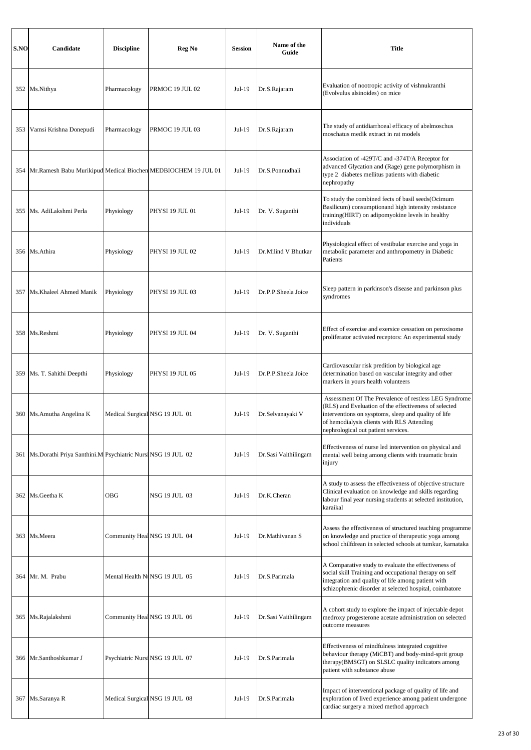| S.NO | Candidate | Discipline | Reg No | Session | Name of the Guide | Title |
|---|---|---|---|---|---|---|
| 352 | Ms.Nithya | Pharmacology | PRMOC 19 JUL 02 | Jul-19 | Dr.S.Rajaram | Evaluation of nootropic activity of vishnukranthi (Evolvulus alsinoides) on mice |
| 353 | Vamsi Krishna Donepudi | Pharmacology | PRMOC 19 JUL 03 | Jul-19 | Dr.S.Rajaram | The study of antidiarrhoeal efficacy of abelmoschus moschatus medik extract in rat models |
| 354 | Mr.Ramesh Babu Murikipud | Medical Biochem | MEDBIOCHEM 19 JUL 01 | Jul-19 | Dr.S.Ponnudhali | Association of -429T/C and -374T/A Receptor for advanced Glycation and (Rage) gene polymorphism in type 2 diabetes mellitus patients with diabetic nephropathy |
| 355 | Ms. AdiLakshmi Perla | Physiology | PHYSI 19 JUL 01 | Jul-19 | Dr. V. Suganthi | To study the combined fects of basil seeds(Ocimum Basilicum) consumptionand high intensity resistance training(HIRT) on adipomyokine levels in healthy individuals |
| 356 | Ms.Athira | Physiology | PHYSI 19 JUL 02 | Jul-19 | Dr.Milind V Bhutkar | Physiological effect of vestibular exercise and yoga in metabolic parameter and anthropometry in Diabetic Patients |
| 357 | Ms.Khaleel Ahmed Manik | Physiology | PHYSI 19 JUL 03 | Jul-19 | Dr.P.P.Sheela Joice | Sleep pattern in parkinson's disease and parkinson plus syndromes |
| 358 | Ms.Reshmi | Physiology | PHYSI 19 JUL 04 | Jul-19 | Dr. V. Suganthi | Effect of exercise and exersice cessation on peroxisome proliferator activated receptors: An experimental study |
| 359 | Ms. T. Sahithi Deepthi | Physiology | PHYSI 19 JUL 05 | Jul-19 | Dr.P.P.Sheela Joice | Cardiovascular risk predition by biological age determination based on vascular integrity and other markers in yours health volunteers |
| 360 | Ms.Amutha Angelina K | Medical Surgical | NSG 19 JUL 01 | Jul-19 | Dr.Selvanayaki V | Assessment Of The Prevalence of restless LEG Syndrome (RLS) and Evaluation of the effectiveness of selected interventions on sysptoms, sleep and quality of life of hemodialysis clients with RLS Attending nephrological out patient services. |
| 361 | Ms.Dorathi Priya Santhini.M | Psychiatric Nursi | NSG 19 JUL 02 | Jul-19 | Dr.Sasi Vaithilingam | Effectiveness of nurse led intervention on physical and mental well being among clients with traumatic brain injury |
| 362 | Ms.Geetha K | OBG | NSG 19 JUL 03 | Jul-19 | Dr.K.Cheran | A study to assess the effectiveness of objective structure Clinical evaluation on knowledge and skills regarding labour final year nursing students at selected institution, karaikal |
| 363 | Ms.Meera | Community Heal | NSG 19 JUL 04 | Jul-19 | Dr.Mathivanan S | Assess the effectiveness of structured teaching programme on knowledge and practice of therapeutic yoga among school chilfdrean in selected schools at tumkur, karnataka |
| 364 | Mr. M. Prabu | Mental Health N | NSG 19 JUL 05 | Jul-19 | Dr.S.Parimala | A Comparative study to evaluate the effectiveness of social skill Training and occupational therapy on self integration and quality of life among patient with schizophrenic disorder at selected hospital, coimbatore |
| 365 | Ms.Rajalakshmi | Community Heal | NSG 19 JUL 06 | Jul-19 | Dr.Sasi Vaithilingam | A cohort study to explore the impact of injectable depot medroxy progesterone acetate administration on selected outcome measures |
| 366 | Mr.Santhoshkumar J | Psychiatric Nursi | NSG 19 JUL 07 | Jul-19 | Dr.S.Parimala | Effectiveness of mindfulness integrated cognitive behaviour therapy (MiCBT) and body-mind-sprit group therapy(BMSGT) on SLSLC quality indicators among patient with substance abuse |
| 367 | Ms.Saranya R | Medical Surgical | NSG 19 JUL 08 | Jul-19 | Dr.S.Parimala | Impact of interventional package of quality of life and exploration of lived experience among patient undergone cardiac surgery a mixed method approach |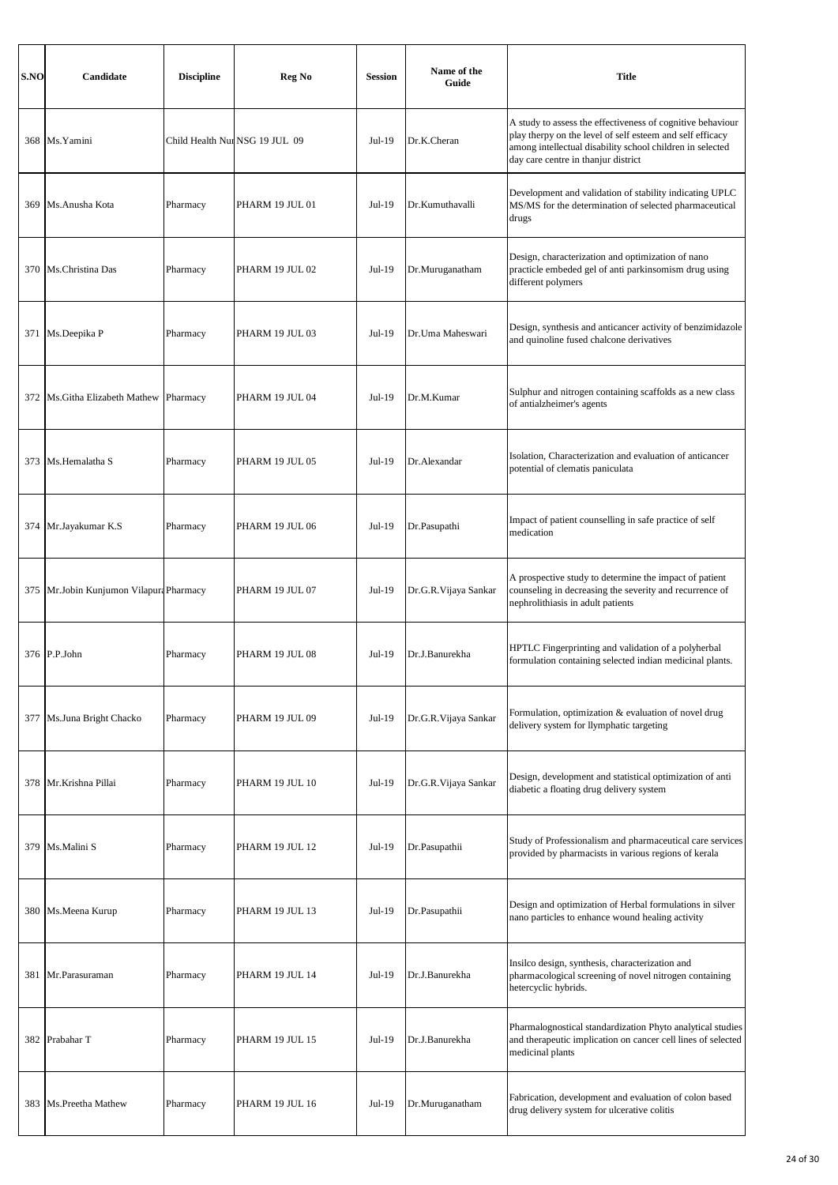| S.NO | Candidate | Discipline | Reg No | Session | Name of the Guide | Title |
|---|---|---|---|---|---|---|
| 368 | Ms.Yamini | Child Health Nur | NSG 19 JUL 09 | Jul-19 | Dr.K.Cheran | A study to assess the effectiveness of cognitive behaviour play therpy on the level of self esteem and self efficacy among intellectual disability school children in selected day care centre in thanjur district |
| 369 | Ms.Anusha Kota | Pharmacy | PHARM 19 JUL 01 | Jul-19 | Dr.Kumuthavalli | Development and validation of stability indicating UPLC MS/MS for the determination of selected pharmaceutical drugs |
| 370 | Ms.Christina Das | Pharmacy | PHARM 19 JUL 02 | Jul-19 | Dr.Muruganatham | Design, characterization and optimization of nano practicle embeded gel of anti parkinsomism drug using different polymers |
| 371 | Ms.Deepika P | Pharmacy | PHARM 19 JUL 03 | Jul-19 | Dr.Uma Maheswari | Design, synthesis and anticancer activity of benzimidazole and quinoline fused chalcone derivatives |
| 372 | Ms.Githa Elizabeth Mathew | Pharmacy | PHARM 19 JUL 04 | Jul-19 | Dr.M.Kumar | Sulphur and nitrogen containing scaffolds as a new class of antialzheimer's agents |
| 373 | Ms.Hemalatha S | Pharmacy | PHARM 19 JUL 05 | Jul-19 | Dr.Alexandar | Isolation, Characterization and evaluation of anticancer potential of clematis paniculata |
| 374 | Mr.Jayakumar K.S | Pharmacy | PHARM 19 JUL 06 | Jul-19 | Dr.Pasupathi | Impact of patient counselling in safe practice of self medication |
| 375 | Mr.Jobin Kunjumon Vilapura | Pharmacy | PHARM 19 JUL 07 | Jul-19 | Dr.G.R.Vijaya Sankar | A prospective study to determine the impact of patient counseling in decreasing the severity and recurrence of nephrolithiasis in adult patients |
| 376 | P.P.John | Pharmacy | PHARM 19 JUL 08 | Jul-19 | Dr.J.Banurekha | HPTLC Fingerprinting and validation of a polyherbal formulation containing selected indian medicinal plants. |
| 377 | Ms.Juna Bright Chacko | Pharmacy | PHARM 19 JUL 09 | Jul-19 | Dr.G.R.Vijaya Sankar | Formulation, optimization & evaluation of novel drug delivery system for llymphatic targeting |
| 378 | Mr.Krishna Pillai | Pharmacy | PHARM 19 JUL 10 | Jul-19 | Dr.G.R.Vijaya Sankar | Design, development and statistical optimization of anti diabetic a floating drug delivery system |
| 379 | Ms.Malini S | Pharmacy | PHARM 19 JUL 12 | Jul-19 | Dr.Pasupathii | Study of Professionalism and pharmaceutical care services provided by pharmacists in various regions of kerala |
| 380 | Ms.Meena Kurup | Pharmacy | PHARM 19 JUL 13 | Jul-19 | Dr.Pasupathii | Design and optimization of Herbal formulations in silver nano particles to enhance wound healing activity |
| 381 | Mr.Parasuraman | Pharmacy | PHARM 19 JUL 14 | Jul-19 | Dr.J.Banurekha | Insilco design, synthesis, characterization and pharmacological screening of novel nitrogen containing hetercyclic hybrids. |
| 382 | Prabahar T | Pharmacy | PHARM 19 JUL 15 | Jul-19 | Dr.J.Banurekha | Pharmalognostical standardization Phyto analytical studies and therapeutic implication on cancer cell lines of selected medicinal plants |
| 383 | Ms.Preetha Mathew | Pharmacy | PHARM 19 JUL 16 | Jul-19 | Dr.Muruganatham | Fabrication, development and evaluation of colon based drug delivery system for ulcerative colitis |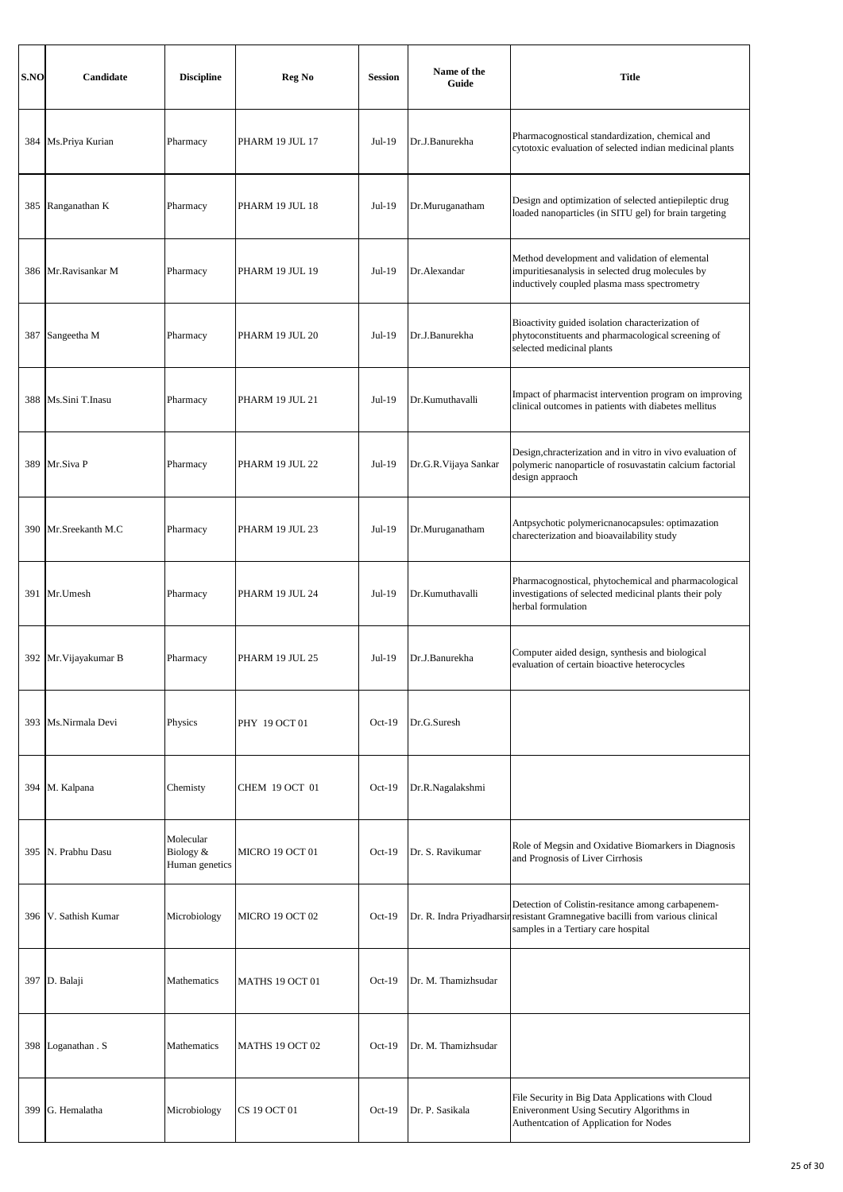| S.NO | Candidate | Discipline | Reg No | Session | Name of the Guide | Title |
|---|---|---|---|---|---|---|
| 384 | Ms.Priya Kurian | Pharmacy | PHARM 19 JUL 17 | Jul-19 | Dr.J.Banurekha | Pharmacognostical standardization, chemical and cytotoxic evaluation of selected indian medicinal plants |
| 385 | Ranganathan K | Pharmacy | PHARM 19 JUL 18 | Jul-19 | Dr.Muruganatham | Design and optimization of selected antiepileptic drug loaded nanoparticles (in SITU gel) for brain targeting |
| 386 | Mr.Ravisankar M | Pharmacy | PHARM 19 JUL 19 | Jul-19 | Dr.Alexandar | Method development and validation of elemental impuritiesanalysis in selected drug molecules by inductively coupled plasma mass spectrometry |
| 387 | Sangeetha M | Pharmacy | PHARM 19 JUL 20 | Jul-19 | Dr.J.Banurekha | Bioactivity guided isolation characterization of phytoconstituents and pharmacological screening of selected medicinal plants |
| 388 | Ms.Sini T.Inasu | Pharmacy | PHARM 19 JUL 21 | Jul-19 | Dr.Kumuthavalli | Impact of pharmacist intervention program on improving clinical outcomes in patients with diabetes mellitus |
| 389 | Mr.Siva P | Pharmacy | PHARM 19 JUL 22 | Jul-19 | Dr.G.R.Vijaya Sankar | Design,chracterization and in vitro in vivo evaluation of polymeric nanoparticle of rosuvastatin calcium factorial design appraoch |
| 390 | Mr.Sreekanth M.C | Pharmacy | PHARM 19 JUL 23 | Jul-19 | Dr.Muruganatham | Antpsychotic polymericnanocapsules: optimazation charecterization and bioavailability study |
| 391 | Mr.Umesh | Pharmacy | PHARM 19 JUL 24 | Jul-19 | Dr.Kumuthavalli | Pharmacognostical, phytochemical and pharmacological investigations of selected medicinal plants their poly herbal formulation |
| 392 | Mr.Vijayakumar B | Pharmacy | PHARM 19 JUL 25 | Jul-19 | Dr.J.Banurekha | Computer aided design, synthesis and biological evaluation of certain bioactive heterocycles |
| 393 | Ms.Nirmala Devi | Physics | PHY 19 OCT 01 | Oct-19 | Dr.G.Suresh | |
| 394 | M. Kalpana | Chemisty | CHEM 19 OCT 01 | Oct-19 | Dr.R.Nagalakshmi | |
| 395 | N. Prabhu Dasu | Molecular Biology & Human genetics | MICRO 19 OCT 01 | Oct-19 | Dr. S. Ravikumar | Role of Megsin and Oxidative Biomarkers in Diagnosis and Prognosis of Liver Cirrhosis |
| 396 | V. Sathish Kumar | Microbiology | MICRO 19 OCT 02 | Oct-19 | Dr. R. Indra Priyadharsini | Detection of Colistin-resitance among carbapenem-resistant Gramnegative bacilli from various clinical samples in a Tertiary care hospital |
| 397 | D. Balaji | Mathematics | MATHS 19 OCT 01 | Oct-19 | Dr. M. Thamizhsudar | |
| 398 | Loganathan . S | Mathematics | MATHS 19 OCT 02 | Oct-19 | Dr. M. Thamizhsudar | |
| 399 | G. Hemalatha | Microbiology | CS 19 OCT 01 | Oct-19 | Dr. P. Sasikala | File Security in Big Data Applications with Cloud Eniveronment Using Secutiry Algorithms in Authentcation of Application for Nodes |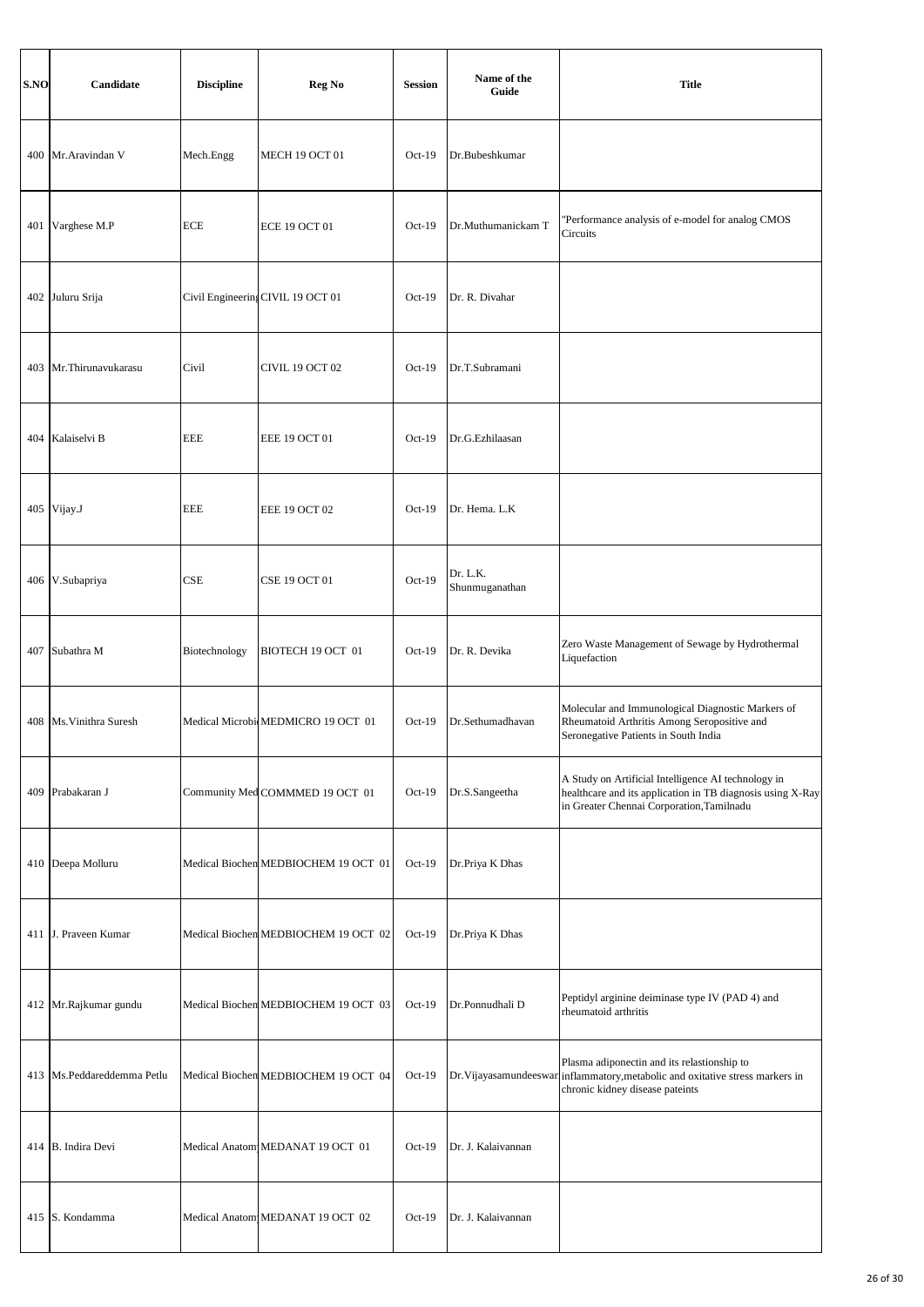| S.NO | Candidate | Discipline | Reg No | Session | Name of the Guide | Title |
|---|---|---|---|---|---|---|
| 400 | Mr.Aravindan V | Mech.Engg | MECH 19 OCT 01 | Oct-19 | Dr.Bubeshkumar | |
| 401 | Varghese M.P | ECE | ECE 19 OCT 01 | Oct-19 | Dr.Muthumanickam T | "Performance analysis of e-model for analog CMOS Circuits |
| 402 | Juluru Srija | Civil Engineering | CIVIL 19 OCT 01 | Oct-19 | Dr. R. Divahar | |
| 403 | Mr.Thirunavukarasu | Civil | CIVIL 19 OCT 02 | Oct-19 | Dr.T.Subramani | |
| 404 | Kalaiselvi B | EEE | EEE 19 OCT 01 | Oct-19 | Dr.G.Ezhilaasan | |
| 405 | Vijay.J | EEE | EEE 19 OCT 02 | Oct-19 | Dr. Hema. L.K | |
| 406 | V.Subapriya | CSE | CSE 19 OCT 01 | Oct-19 | Dr. L.K. Shunmuganathan | |
| 407 | Subathra M | Biotechnology | BIOTECH 19 OCT 01 | Oct-19 | Dr. R. Devika | Zero Waste Management of Sewage by Hydrothermal Liquefaction |
| 408 | Ms.Vinithra Suresh | Medical Microbi | MEDMICRO 19 OCT 01 | Oct-19 | Dr.Sethumadhavan | Molecular and Immunological Diagnostic Markers of Rheumatoid Arthritis Among Seropositive and Seronegative Patients in South India |
| 409 | Prabakaran J | Community Med | COMMMED 19 OCT 01 | Oct-19 | Dr.S.Sangeetha | A Study on Artificial Intelligence AI technology in healthcare and its application in TB diagnosis using X-Ray in Greater Chennai Corporation,Tamilnadu |
| 410 | Deepa Molluru | Medical Biochem | MEDBIOCHEM 19 OCT 01 | Oct-19 | Dr.Priya K Dhas | |
| 411 | J. Praveen Kumar | Medical Biochem | MEDBIOCHEM 19 OCT 02 | Oct-19 | Dr.Priya K Dhas | |
| 412 | Mr.Rajkumar gundu | Medical Biochem | MEDBIOCHEM 19 OCT 03 | Oct-19 | Dr.Ponnudhali D | Peptidyl arginine deiminase type IV (PAD 4) and rheumatoid arthritis |
| 413 | Ms.Peddareddemma Petlu | Medical Biochem | MEDBIOCHEM 19 OCT 04 | Oct-19 | Dr.Vijayasamundeeswar | Plasma adiponectin and its relastionship to inflammatory,metabolic and oxitative stress markers in chronic kidney disease pateints |
| 414 | B. Indira Devi | Medical Anatom | MEDANAT 19 OCT 01 | Oct-19 | Dr. J. Kalaivannan | |
| 415 | S. Kondamma | Medical Anatom | MEDANAT 19 OCT 02 | Oct-19 | Dr. J. Kalaivannan | |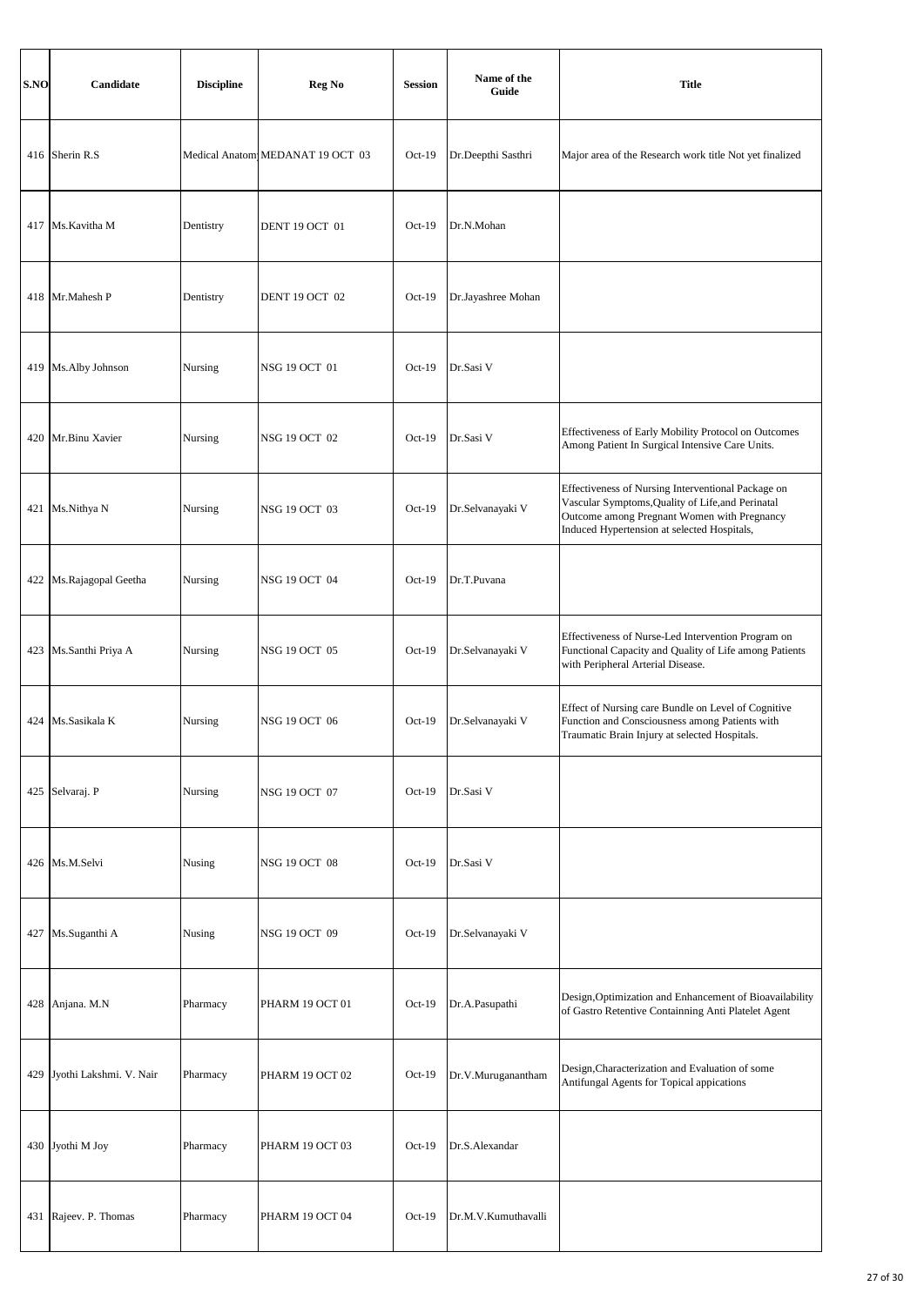| S.NO | Candidate | Discipline | Reg No | Session | Name of the Guide | Title |
|---|---|---|---|---|---|---|
| 416 | Sherin R.S | Medical Anatom | MEDANAT 19 OCT 03 | Oct-19 | Dr.Deepthi Sasthri | Major area of the Research work title Not yet finalized |
| 417 | Ms.Kavitha M | Dentistry | DENT 19 OCT 01 | Oct-19 | Dr.N.Mohan | |
| 418 | Mr.Mahesh P | Dentistry | DENT 19 OCT 02 | Oct-19 | Dr.Jayashree Mohan | |
| 419 | Ms.Alby Johnson | Nursing | NSG 19 OCT 01 | Oct-19 | Dr.Sasi V | |
| 420 | Mr.Binu Xavier | Nursing | NSG 19 OCT 02 | Oct-19 | Dr.Sasi V | Effectiveness of Early Mobility Protocol on Outcomes Among Patient In Surgical Intensive Care Units. |
| 421 | Ms.Nithya N | Nursing | NSG 19 OCT 03 | Oct-19 | Dr.Selvanayaki V | Effectiveness of Nursing Interventional Package on Vascular Symptoms,Quality of Life,and Perinatal Outcome among Pregnant Women with Pregnancy Induced Hypertension at selected Hospitals, |
| 422 | Ms.Rajagopal Geetha | Nursing | NSG 19 OCT 04 | Oct-19 | Dr.T.Puvana | |
| 423 | Ms.Santhi Priya A | Nursing | NSG 19 OCT 05 | Oct-19 | Dr.Selvanayaki V | Effectiveness of Nurse-Led Intervention Program on Functional Capacity and Quality of Life among Patients with Peripheral Arterial Disease. |
| 424 | Ms.Sasikala K | Nursing | NSG 19 OCT 06 | Oct-19 | Dr.Selvanayaki V | Effect of Nursing care Bundle on Level of Cognitive Function and Consciousness among Patients with Traumatic Brain Injury at selected Hospitals. |
| 425 | Selvaraj. P | Nursing | NSG 19 OCT 07 | Oct-19 | Dr.Sasi V | |
| 426 | Ms.M.Selvi | Nusing | NSG 19 OCT 08 | Oct-19 | Dr.Sasi V | |
| 427 | Ms.Suganthi A | Nusing | NSG 19 OCT 09 | Oct-19 | Dr.Selvanayaki V | |
| 428 | Anjana. M.N | Pharmacy | PHARM 19 OCT 01 | Oct-19 | Dr.A.Pasupathi | Design,Optimization and Enhancement of Bioavailability of Gastro Retentive Containning Anti Platelet Agent |
| 429 | Jyothi Lakshmi. V. Nair | Pharmacy | PHARM 19 OCT 02 | Oct-19 | Dr.V.Muruganantham | Design,Characterization and Evaluation of some Antifungal Agents for Topical appications |
| 430 | Jyothi M Joy | Pharmacy | PHARM 19 OCT 03 | Oct-19 | Dr.S.Alexandar | |
| 431 | Rajeev. P. Thomas | Pharmacy | PHARM 19 OCT 04 | Oct-19 | Dr.M.V.Kumuthavalli | |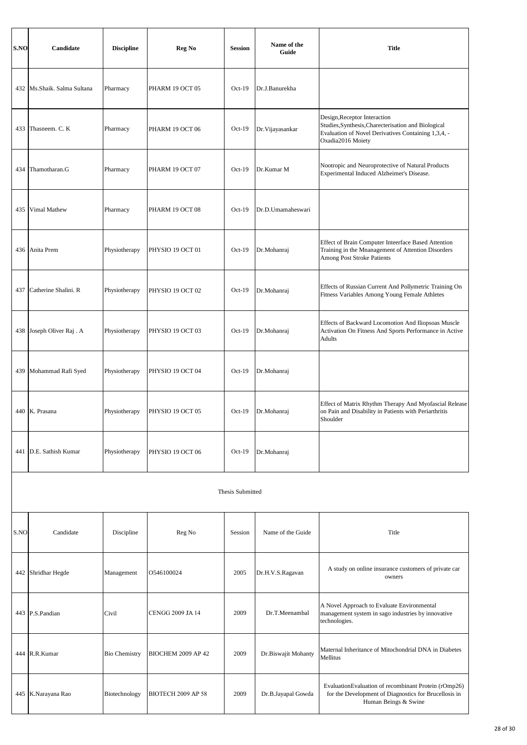| S.NO | Candidate | Discipline | Reg No | Session | Name of the Guide | Title |
|---|---|---|---|---|---|---|
| 432 | Ms.Shaik. Salma Sultana | Pharmacy | PHARM 19 OCT 05 | Oct-19 | Dr.J.Banurekha | |
| 433 | Thasneem. C. K | Pharmacy | PHARM 19 OCT 06 | Oct-19 | Dr.Vijayasankar | Design,Receptor Interaction Studies,Synthesis,Charecterisation and Biological Evaluation of Novel Derivatives Containing 1,3,4, -Oxadia2016 Moiety |
| 434 | Thamotharan.G | Pharmacy | PHARM 19 OCT 07 | Oct-19 | Dr.Kumar M | Nootropic and Neuroprotective of Natural Products Experimental Induced Alzheimer's Disease. |
| 435 | Vimal Mathew | Pharmacy | PHARM 19 OCT 08 | Oct-19 | Dr.D.Umamaheswari | |
| 436 | Anita Prem | Physiotherapy | PHYSIO 19 OCT 01 | Oct-19 | Dr.Mohanraj | Effect of Brain Computer Inteerface Based Attention Training in the Mnanagement of Attention Disorders Among Post Stroke Patients |
| 437 | Catherine Shalini. R | Physiotherapy | PHYSIO 19 OCT 02 | Oct-19 | Dr.Mohanraj | Effects of Russian Current And Pollymetric Training On Fitness Variables Among Young Female Athletes |
| 438 | Joseph Oliver Raj . A | Physiotherapy | PHYSIO 19 OCT 03 | Oct-19 | Dr.Mohanraj | Effects of Backward Locomotion And Iliopsoas Muscle Activation On Fitness And Sports Performance in Active Adults |
| 439 | Mohammad Rafi Syed | Physiotherapy | PHYSIO 19 OCT 04 | Oct-19 | Dr.Mohanraj | |
| 440 | K. Prasana | Physiotherapy | PHYSIO 19 OCT 05 | Oct-19 | Dr.Mohanraj | Effect of Matrix Rhythm Therapy And Myofascial Release on Pain and Disability in Patients with Periarthritis Shoulder |
| 441 | D.E. Sathish Kumar | Physiotherapy | PHYSIO 19 OCT 06 | Oct-19 | Dr.Mohanraj | |

Thesis Submitted

| S.NO | Candidate | Discipline | Reg No | Session | Name of the Guide | Title |
|---|---|---|---|---|---|---|
| 442 | Shridhar Hegde | Management | O546100024 | 2005 | Dr.H.V.S.Ragavan | A study on online insurance customers of private car owners |
| 443 | P.S.Pandian | Civil | CENGG 2009 JA 14 | 2009 | Dr.T.Meenambal | A Novel Approach to Evaluate Environmental management system in sago industries by innovative technologies. |
| 444 | R.R.Kumar | Bio Chemistry | BIOCHEM 2009 AP 42 | 2009 | Dr.Biswajit Mohanty | Maternal Inheritance of Mitochondrial DNA in Diabetes Mellitus |
| 445 | K.Narayana Rao | Biotechnology | BIOTECH 2009 AP 58 | 2009 | Dr.B.Jayapal Gowda | EvaluationEvaluation of recombinant Protein (rOmp26) for the Development of Diagnostics for Brucellosis in Human Beings & Swine |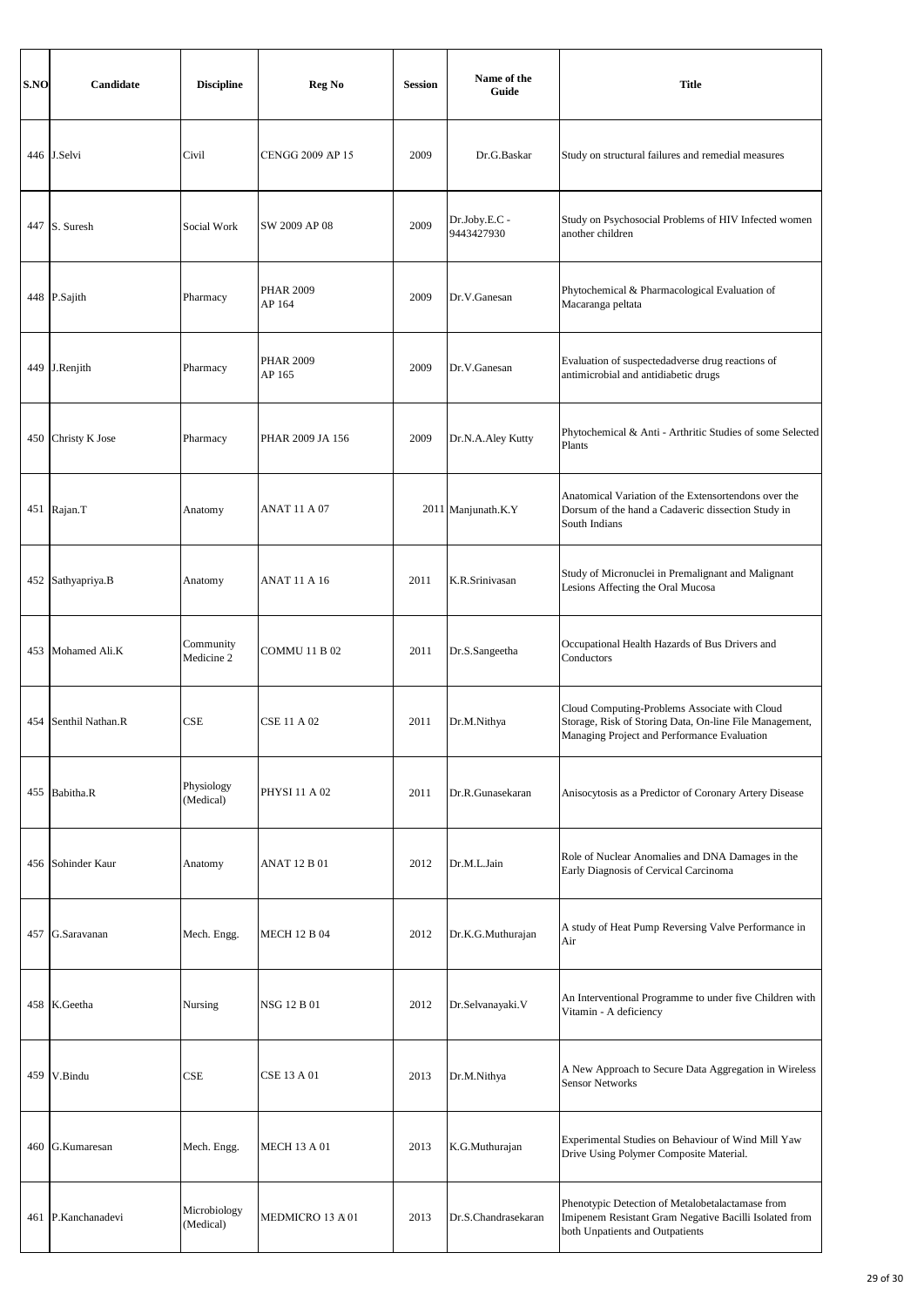| S.NO | Candidate | Discipline | Reg No | Session | Name of the Guide | Title |
|---|---|---|---|---|---|---|
| 446 | J.Selvi | Civil | CENGG 2009 AP 15 | 2009 | Dr.G.Baskar | Study on structural failures and remedial measures |
| 447 | S. Suresh | Social Work | SW 2009 AP 08 | 2009 | Dr.Joby.E.C - 9443427930 | Study on Psychosocial Problems of HIV Infected women another children |
| 448 | P.Sajith | Pharmacy | PHAR 2009 AP 164 | 2009 | Dr.V.Ganesan | Phytochemical & Pharmacological Evaluation of Macaranga peltata |
| 449 | J.Renjith | Pharmacy | PHAR 2009 AP 165 | 2009 | Dr.V.Ganesan | Evaluation of suspectedadverse drug reactions of antimicrobial and antidiabetic drugs |
| 450 | Christy K Jose | Pharmacy | PHAR 2009 JA 156 | 2009 | Dr.N.A.Aley Kutty | Phytochemical & Anti - Arthritic Studies of some Selected Plants |
| 451 | Rajan.T | Anatomy | ANAT 11 A 07 | 2011 | Manjunath.K.Y | Anatomical Variation of the Extensortendons over the Dorsum of the hand a Cadaveric dissection Study in South Indians |
| 452 | Sathyapriya.B | Anatomy | ANAT 11 A 16 | 2011 | K.R.Srinivasan | Study of Micronuclei in Premalignant and Malignant Lesions Affecting the Oral Mucosa |
| 453 | Mohamed Ali.K | Community Medicine 2 | COMMU 11 B 02 | 2011 | Dr.S.Sangeetha | Occupational Health Hazards of Bus Drivers and Conductors |
| 454 | Senthil Nathan.R | CSE | CSE 11 A 02 | 2011 | Dr.M.Nithya | Cloud Computing-Problems Associate with Cloud Storage, Risk of Storing Data, On-line File Management, Managing Project and Performance Evaluation |
| 455 | Babitha.R | Physiology (Medical) | PHYSI 11 A 02 | 2011 | Dr.R.Gunasekaran | Anisocytosis as a Predictor of Coronary Artery Disease |
| 456 | Sohinder Kaur | Anatomy | ANAT 12 B 01 | 2012 | Dr.M.L.Jain | Role of Nuclear Anomalies and DNA Damages in the Early Diagnosis of Cervical Carcinoma |
| 457 | G.Saravanan | Mech. Engg. | MECH 12 B 04 | 2012 | Dr.K.G.Muthurajan | A study of Heat Pump Reversing Valve Performance in Air |
| 458 | K.Geetha | Nursing | NSG 12 B 01 | 2012 | Dr.Selvanayaki.V | An Interventional Programme to under five Children with Vitamin - A deficiency |
| 459 | V.Bindu | CSE | CSE 13 A 01 | 2013 | Dr.M.Nithya | A New Approach to Secure Data Aggregation in Wireless Sensor Networks |
| 460 | G.Kumaresan | Mech. Engg. | MECH 13 A 01 | 2013 | K.G.Muthurajan | Experimental Studies on Behaviour of Wind Mill Yaw Drive Using Polymer Composite Material. |
| 461 | P.Kanchanadevi | Microbiology (Medical) | MEDMICRO 13 A 01 | 2013 | Dr.S.Chandrasekaran | Phenotypic Detection of Metalobetalactamase from Imipenem Resistant Gram Negative Bacilli Isolated from both Unpatients and Outpatients |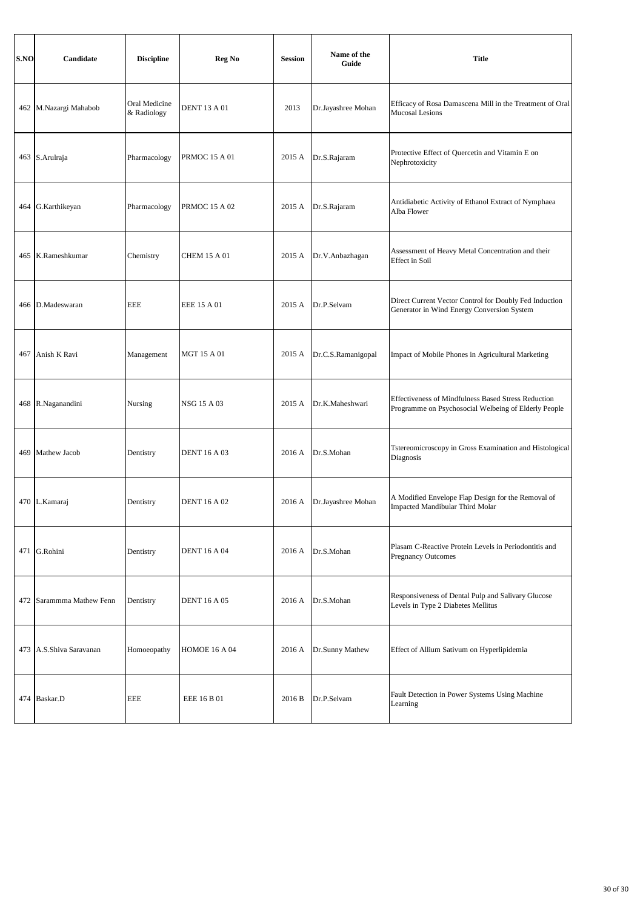| S.NO | Candidate | Discipline | Reg No | Session | Name of the Guide | Title |
|---|---|---|---|---|---|---|
| 462 | M.Nazargi Mahabob | Oral Medicine & Radiology | DENT 13 A 01 | 2013 | Dr.Jayashree Mohan | Efficacy of Rosa Damascena Mill in the Treatment of Oral Mucosal Lesions |
| 463 | S.Arulraja | Pharmacology | PRMOC 15 A 01 | 2015 A | Dr.S.Rajaram | Protective Effect of Quercetin and Vitamin E on Nephrotoxicity |
| 464 | G.Karthikeyan | Pharmacology | PRMOC 15 A 02 | 2015 A | Dr.S.Rajaram | Antidiabetic Activity of Ethanol Extract of Nymphaea Alba Flower |
| 465 | K.Rameshkumar | Chemistry | CHEM 15 A 01 | 2015 A | Dr.V.Anbazhagan | Assessment of Heavy Metal Concentration and their Effect in Soil |
| 466 | D.Madeswaran | EEE | EEE 15 A 01 | 2015 A | Dr.P.Selvam | Direct Current Vector Control for Doubly Fed Induction Generator in Wind Energy Conversion System |
| 467 | Anish K Ravi | Management | MGT 15 A 01 | 2015 A | Dr.C.S.Ramanigopal | Impact of Mobile Phones in Agricultural Marketing |
| 468 | R.Naganandini | Nursing | NSG 15 A 03 | 2015 A | Dr.K.Maheshwari | Effectiveness of Mindfulness Based Stress Reduction Programme on Psychosocial Welbeing of Elderly People |
| 469 | Mathew Jacob | Dentistry | DENT 16 A 03 | 2016 A | Dr.S.Mohan | Tstereomicroscopy in Gross Examination and Histological Diagnosis |
| 470 | L.Kamaraj | Dentistry | DENT 16 A 02 | 2016 A | Dr.Jayashree Mohan | A Modified Envelope Flap Design for the Removal of Impacted Mandibular Third Molar |
| 471 | G.Rohini | Dentistry | DENT 16 A 04 | 2016 A | Dr.S.Mohan | Plasam C-Reactive Protein Levels in Periodontitis and Pregnancy Outcomes |
| 472 | Sarammma Mathew Fenn | Dentistry | DENT 16 A 05 | 2016 A | Dr.S.Mohan | Responsiveness of Dental Pulp and Salivary Glucose Levels in Type 2 Diabetes Mellitus |
| 473 | A.S.Shiva Saravanan | Homoeopathy | HOMOE 16 A 04 | 2016 A | Dr.Sunny Mathew | Effect of Allium Sativum on Hyperlipidemia |
| 474 | Baskar.D | EEE | EEE 16 B 01 | 2016 B | Dr.P.Selvam | Fault Detection in Power Systems Using Machine Learning |